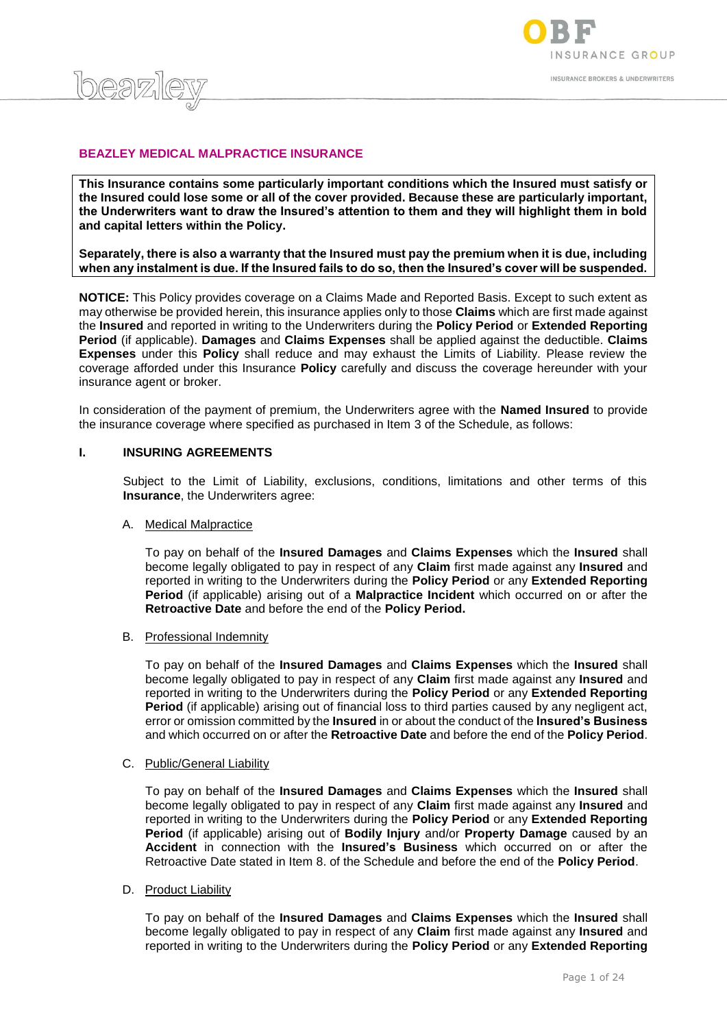## BEAZLEY MEDICAL MALPRACTICE INSURANCE

**This Insurance contains some particularly important conditions which the Insured must satisfy or the Insured could lose some or all of the cover provided. Because these are particularly important, the Underwriters want to draw the Insured's attention to them and they will highlight them in bold and capital letters within the Policy.**

**Separately, there is also a warranty that the Insured must pay the premium when it is due, including when any instalment is due. If the Insured fails to do so, then the Insured's cover will be suspended.**

**NOTICE:** This Policy provides coverage on a Claims Made and Reported Basis. Except to such extent as may otherwise be provided herein, this insurance applies only to those **Claims** which are first made against the **Insured** and reported in writing to the Underwriters during the **Policy Period** or **Extended Reporting Period** (if applicable). **Damages** and **Claims Expenses** shall be applied against the deductible. **Claims Expenses** under this **Policy** shall reduce and may exhaust the Limits of Liability. Please review the coverage afforded under this Insurance **Policy** carefully and discuss the coverage hereunder with your insurance agent or broker.

In consideration of the payment of premium, the Underwriters agree with the **Named Insured** to provide the insurance coverage where specified as purchased in Item 3 of the Schedule, as follows:

### I. INSURING AGREEMENTS

Subject to the Limit of Liability, exclusions, conditions, limitations and other terms of this **Insurance**, the Underwriters agree:

A. Medical Malpractice

To pay on behalf of the **Insured Damages** and **Claims Expenses** which the **Insured** shall become legally obligated to pay in respect of any **Claim** first made against any **Insured** and reported in writing to the Underwriters during the **Policy Period** or any **Extended Reporting Period** (if applicable) arising out of a **Malpractice Incident** which occurred on or after the **Retroactive Date** and before the end of the **Policy Period.**

B. Professional Indemnity

To pay on behalf of the **Insured Damages** and **Claims Expenses** which the **Insured** shall become legally obligated to pay in respect of any **Claim** first made against any **Insured** and reported in writing to the Underwriters during the **Policy Period** or any **Extended Reporting Period** (if applicable) arising out of financial loss to third parties caused by any negligent act, error or omission committed by the **Insured** in or about the conduct of the **Insured's Business** and which occurred on or after the **Retroactive Date** and before the end of the **Policy Period**.

C. Public/General Liability

To pay on behalf of the **Insured Damages** and **Claims Expenses** which the **Insured** shall become legally obligated to pay in respect of any **Claim** first made against any **Insured** and reported in writing to the Underwriters during the **Policy Period** or any **Extended Reporting Period** (if applicable) arising out of **Bodily Injury** and/or **Property Damage** caused by an **Accident** in connection with the **Insured's Business** which occurred on or after the Retroactive Date stated in Item 8. of the Schedule and before the end of the **Policy Period**.

D. Product Liability

To pay on behalf of the **Insured Damages** and **Claims Expenses** which the **Insured** shall become legally obligated to pay in respect of any **Claim** first made against any **Insured** and reported in writing to the Underwriters during the **Policy Period** or any **Extended Reporting**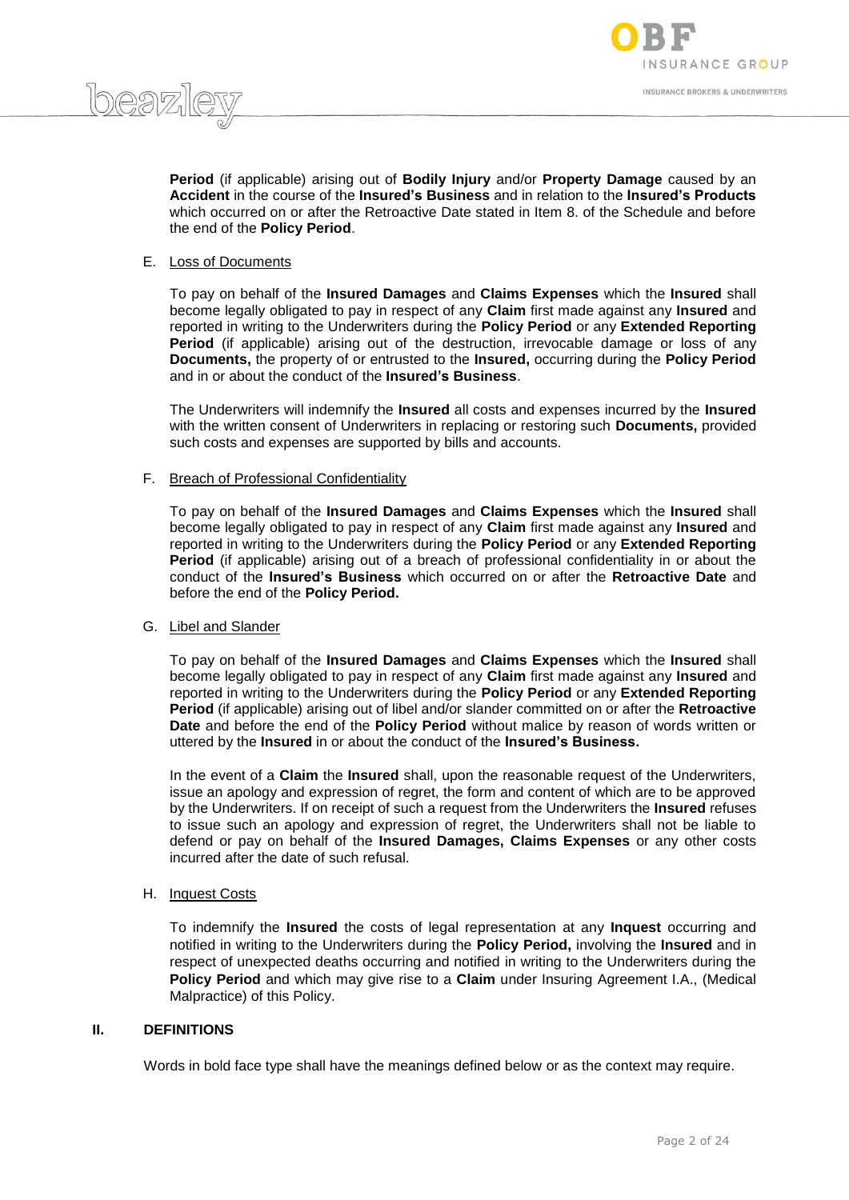**Period** (if applicable) arising out of **Bodily Injury** and/or **Property Damage** caused by an **Accident** in the course of the **Insured's Business** and in relation to the **Insured's Products** which occurred on or after the Retroactive Date stated in Item 8. of the Schedule and before the end of the **Policy Period**.

E. Loss of Documents

To pay on behalf of the **Insured Damages** and **Claims Expenses** which the **Insured** shall become legally obligated to pay in respect of any **Claim** first made against any **Insured** and reported in writing to the Underwriters during the **Policy Period** or any **Extended Reporting Period** (if applicable) arising out of the destruction, irrevocable damage or loss of any **Documents,** the property of or entrusted to the **Insured,** occurring during the **Policy Period** and in or about the conduct of the **Insured's Business**.

The Underwriters will indemnify the **Insured** all costs and expenses incurred by the **Insured** with the written consent of Underwriters in replacing or restoring such **Documents,** provided such costs and expenses are supported by bills and accounts.

F. Breach of Professional Confidentiality

To pay on behalf of the **Insured Damages** and **Claims Expenses** which the **Insured** shall become legally obligated to pay in respect of any **Claim** first made against any **Insured** and reported in writing to the Underwriters during the **Policy Period** or any **Extended Reporting Period** (if applicable) arising out of a breach of professional confidentiality in or about the conduct of the **Insured's Business** which occurred on or after the **Retroactive Date** and before the end of the **Policy Period.**

G. Libel and Slander

To pay on behalf of the **Insured Damages** and **Claims Expenses** which the **Insured** shall become legally obligated to pay in respect of any **Claim** first made against any **Insured** and reported in writing to the Underwriters during the **Policy Period** or any **Extended Reporting Period** (if applicable) arising out of libel and/or slander committed on or after the **Retroactive Date** and before the end of the **Policy Period** without malice by reason of words written or uttered by the **Insured** in or about the conduct of the **Insured's Business.**

In the event of a **Claim** the **Insured** shall, upon the reasonable request of the Underwriters, issue an apology and expression of regret, the form and content of which are to be approved by the Underwriters. If on receipt of such a request from the Underwriters the **Insured** refuses to issue such an apology and expression of regret, the Underwriters shall not be liable to defend or pay on behalf of the **Insured Damages, Claims Expenses** or any other costs incurred after the date of such refusal.

H. Inquest Costs

To indemnify the **Insured** the costs of legal representation at any **Inquest** occurring and notified in writing to the Underwriters during the **Policy Period,** involving the **Insured** and in respect of unexpected deaths occurring and notified in writing to the Underwriters during the **Policy Period** and which may give rise to a **Claim** under Insuring Agreement I.A., (Medical Malpractice) of this Policy.

## II. DEFINITIONS

Words in bold face type shall have the meanings defined below or as the context may require.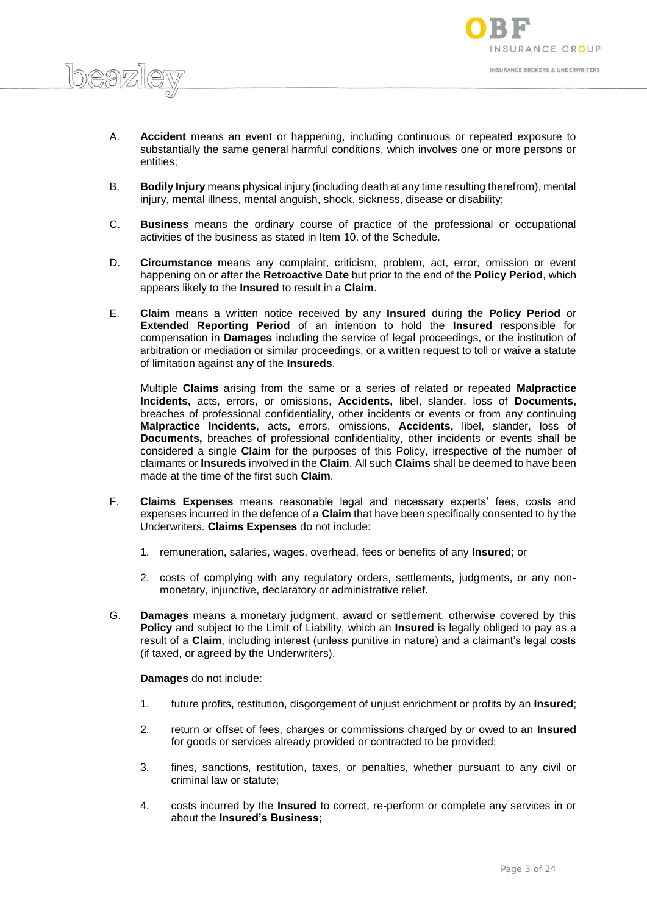A. **Accident** means an event or happening, including continuous or repeated exposure to substantially the same general harmful conditions, which involves one or more persons or entities;

B. **Bodily Injury** means physical injury (including death at any time resulting therefrom), mental injury, mental illness, mental anguish, shock, sickness, disease or disability;

C. **Business** means the ordinary course of practice of the professional or occupational activities of the business as stated in Item 10. of the Schedule.

D. **Circumstance** means any complaint, criticism, problem, act, error, omission or event happening on or after the **Retroactive Date** but prior to the end of the **Policy Period**, which appears likely to the **Insured** to result in a **Claim**.

E. **Claim** means a written notice received by any **Insured** during the **Policy Period** or **Extended Reporting Period** of an intention to hold the **Insured** responsible for compensation in **Damages** including the service of legal proceedings, or the institution of arbitration or mediation or similar proceedings, or a written request to toll or waive a statute of limitation against any of the **Insureds**.

   Multiple **Claims** arising from the same or a series of related or repeated **Malpractice Incidents,** acts, errors, or omissions, **Accidents,** libel, slander, loss of **Documents,** breaches of professional confidentiality, other incidents or events or from any continuing **Malpractice Incidents,** acts, errors, omissions, **Accidents,** libel, slander, loss of **Documents,** breaches of professional confidentiality, other incidents or events shall be considered a single **Claim** for the purposes of this Policy, irrespective of the number of claimants or **Insureds** involved in the **Claim**. All such **Claims** shall be deemed to have been made at the time of the first such **Claim**.

F. **Claims Expenses** means reasonable legal and necessary experts' fees, costs and expenses incurred in the defence of a **Claim** that have been specifically consented to by the Underwriters. **Claims Expenses** do not include:

   1. remuneration, salaries, wages, overhead, fees or benefits of any **Insured**; or
   2. costs of complying with any regulatory orders, settlements, judgments, or any non-monetary, injunctive, declaratory or administrative relief.

G. **Damages** means a monetary judgment, award or settlement, otherwise covered by this **Policy** and subject to the Limit of Liability, which an **Insured** is legally obliged to pay as a result of a **Claim**, including interest (unless punitive in nature) and a claimant's legal costs (if taxed, or agreed by the Underwriters).

   **Damages** do not include:

   1. future profits, restitution, disgorgement of unjust enrichment or profits by an **Insured**;
   2. return or offset of fees, charges or commissions charged by or owed to an **Insured** for goods or services already provided or contracted to be provided;
   3. fines, sanctions, restitution, taxes, or penalties, whether pursuant to any civil or criminal law or statute;
   4. costs incurred by the **Insured** to correct, re-perform or complete any services in or about the **Insured's Business;**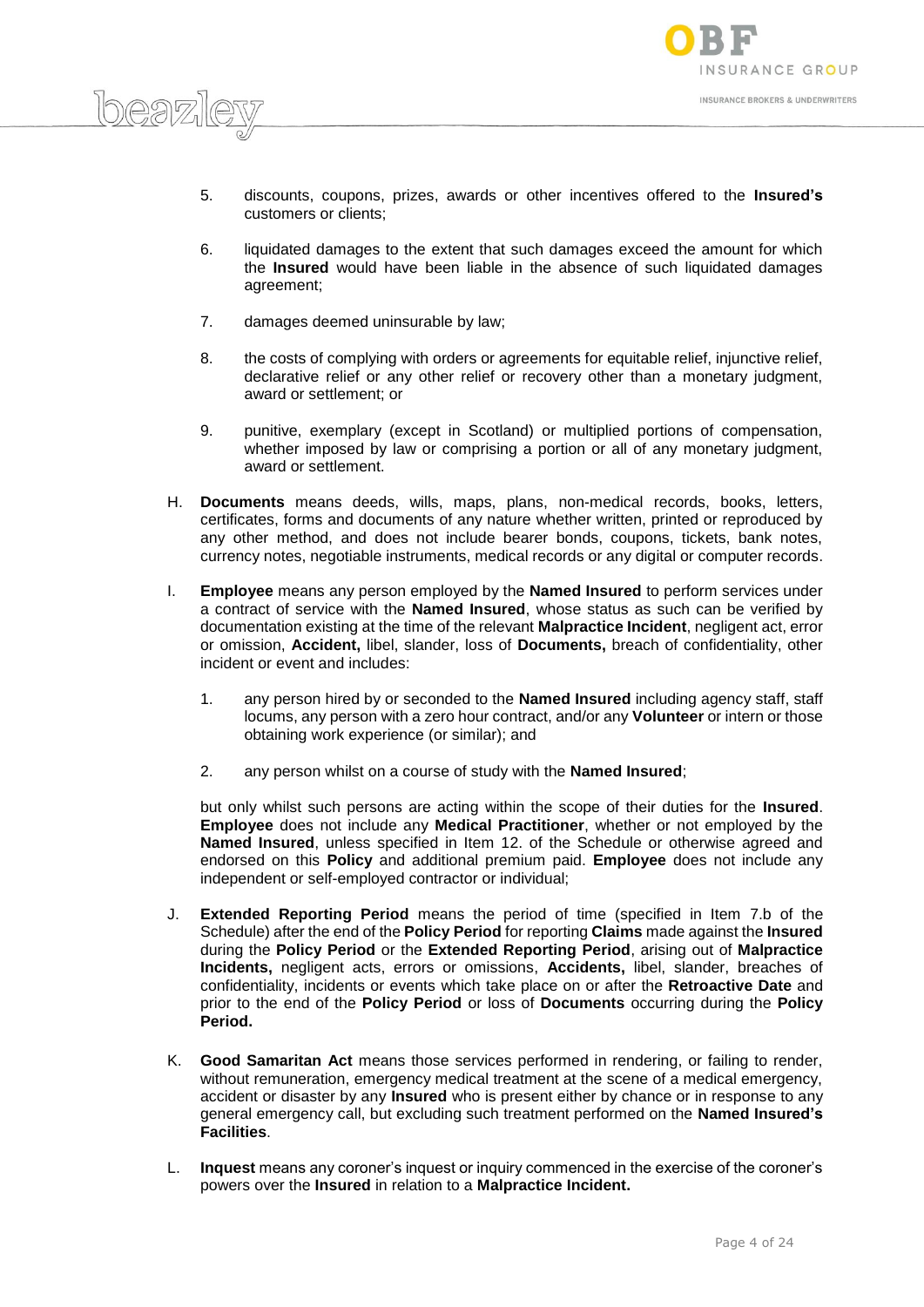5. discounts, coupons, prizes, awards or other incentives offered to the **Insured's** customers or clients;

6. liquidated damages to the extent that such damages exceed the amount for which the **Insured** would have been liable in the absence of such liquidated damages agreement;

7. damages deemed uninsurable by law;

8. the costs of complying with orders or agreements for equitable relief, injunctive relief, declarative relief or any other relief or recovery other than a monetary judgment, award or settlement; or

9. punitive, exemplary (except in Scotland) or multiplied portions of compensation, whether imposed by law or comprising a portion or all of any monetary judgment, award or settlement.

H. **Documents** means deeds, wills, maps, plans, non-medical records, books, letters, certificates, forms and documents of any nature whether written, printed or reproduced by any other method, and does not include bearer bonds, coupons, tickets, bank notes, currency notes, negotiable instruments, medical records or any digital or computer records.

I. **Employee** means any person employed by the **Named Insured** to perform services under a contract of service with the **Named Insured**, whose status as such can be verified by documentation existing at the time of the relevant **Malpractice Incident**, negligent act, error or omission, **Accident,** libel, slander, loss of **Documents,** breach of confidentiality, other incident or event and includes:

   1. any person hired by or seconded to the **Named Insured** including agency staff, staff locums, any person with a zero hour contract, and/or any **Volunteer** or intern or those obtaining work experience (or similar); and

   2. any person whilst on a course of study with the **Named Insured**;

   but only whilst such persons are acting within the scope of their duties for the **Insured**. **Employee** does not include any **Medical Practitioner**, whether or not employed by the **Named Insured**, unless specified in Item 12. of the Schedule or otherwise agreed and endorsed on this **Policy** and additional premium paid. **Employee** does not include any independent or self-employed contractor or individual;

J. **Extended Reporting Period** means the period of time (specified in Item 7.b of the Schedule) after the end of the **Policy Period** for reporting **Claims** made against the **Insured** during the **Policy Period** or the **Extended Reporting Period**, arising out of **Malpractice Incidents,** negligent acts, errors or omissions, **Accidents,** libel, slander, breaches of confidentiality, incidents or events which take place on or after the **Retroactive Date** and prior to the end of the **Policy Period** or loss of **Documents** occurring during the **Policy Period.**

K. **Good Samaritan Act** means those services performed in rendering, or failing to render, without remuneration, emergency medical treatment at the scene of a medical emergency, accident or disaster by any **Insured** who is present either by chance or in response to any general emergency call, but excluding such treatment performed on the **Named Insured's Facilities**.

L. **Inquest** means any coroner's inquest or inquiry commenced in the exercise of the coroner's powers over the **Insured** in relation to a **Malpractice Incident.**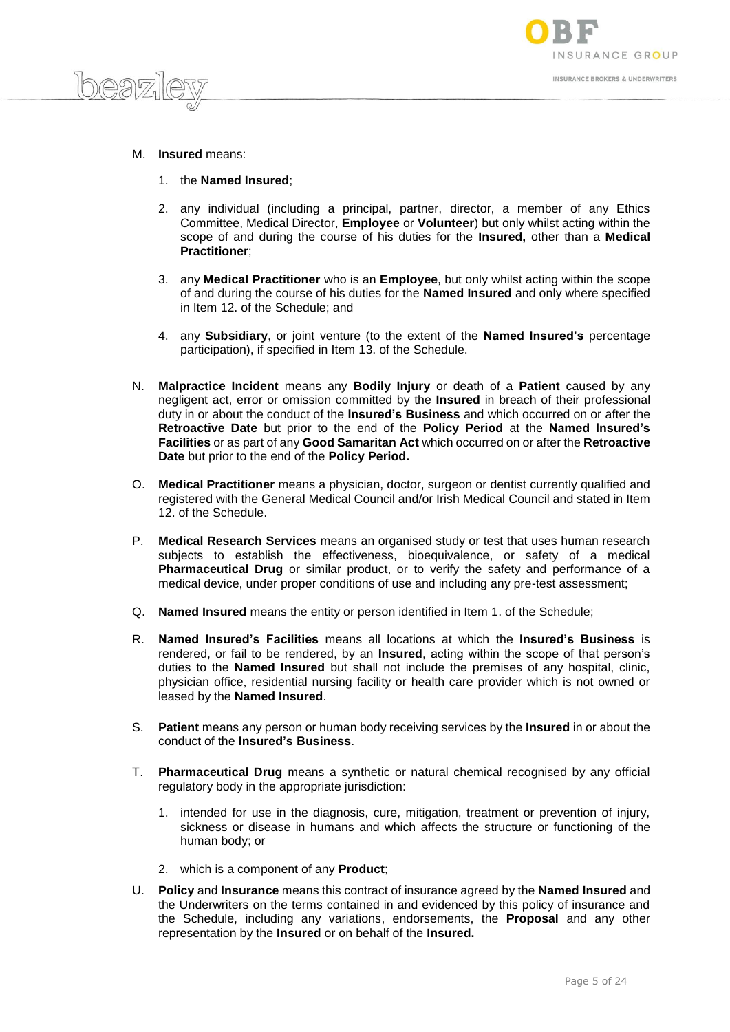M. **Insured** means:

   1. the **Named Insured**;

   2. any individual (including a principal, partner, director, a member of any Ethics Committee, Medical Director, **Employee** or **Volunteer**) but only whilst acting within the scope of and during the course of his duties for the **Insured,** other than a **Medical Practitioner**;

   3. any **Medical Practitioner** who is an **Employee**, but only whilst acting within the scope of and during the course of his duties for the **Named Insured** and only where specified in Item 12. of the Schedule; and

   4. any **Subsidiary**, or joint venture (to the extent of the **Named Insured's** percentage participation), if specified in Item 13. of the Schedule.

N. **Malpractice Incident** means any **Bodily Injury** or death of a **Patient** caused by any negligent act, error or omission committed by the **Insured** in breach of their professional duty in or about the conduct of the **Insured's Business** and which occurred on or after the **Retroactive Date** but prior to the end of the **Policy Period** at the **Named Insured's Facilities** or as part of any **Good Samaritan Act** which occurred on or after the **Retroactive Date** but prior to the end of the **Policy Period.**

O. **Medical Practitioner** means a physician, doctor, surgeon or dentist currently qualified and registered with the General Medical Council and/or Irish Medical Council and stated in Item 12. of the Schedule.

P. **Medical Research Services** means an organised study or test that uses human research subjects to establish the effectiveness, bioequivalence, or safety of a medical **Pharmaceutical Drug** or similar product, or to verify the safety and performance of a medical device, under proper conditions of use and including any pre-test assessment;

Q. **Named Insured** means the entity or person identified in Item 1. of the Schedule;

R. **Named Insured's Facilities** means all locations at which the **Insured's Business** is rendered, or fail to be rendered, by an **Insured**, acting within the scope of that person's duties to the **Named Insured** but shall not include the premises of any hospital, clinic, physician office, residential nursing facility or health care provider which is not owned or leased by the **Named Insured**.

S. **Patient** means any person or human body receiving services by the **Insured** in or about the conduct of the **Insured's Business**.

T. **Pharmaceutical Drug** means a synthetic or natural chemical recognised by any official regulatory body in the appropriate jurisdiction:

   1. intended for use in the diagnosis, cure, mitigation, treatment or prevention of injury, sickness or disease in humans and which affects the structure or functioning of the human body; or

   2. which is a component of any **Product**;

U. **Policy** and **Insurance** means this contract of insurance agreed by the **Named Insured** and the Underwriters on the terms contained in and evidenced by this policy of insurance and the Schedule, including any variations, endorsements, the **Proposal** and any other representation by the **Insured** or on behalf of the **Insured.**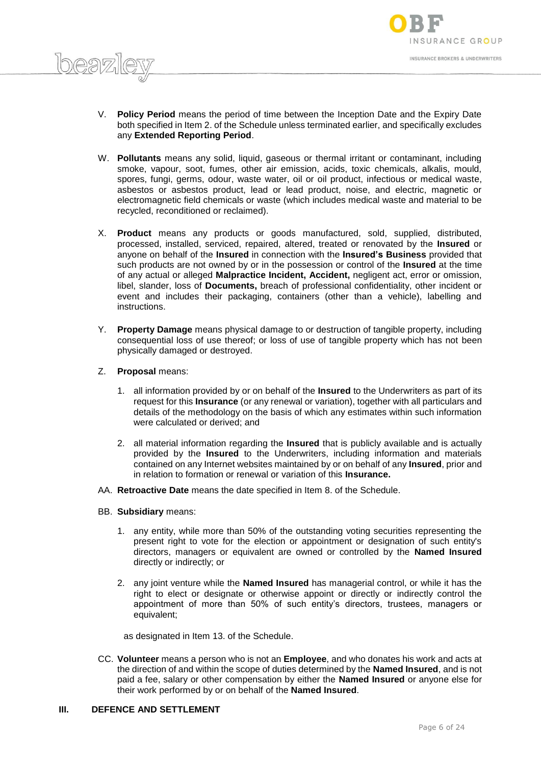V. **Policy Period** means the period of time between the Inception Date and the Expiry Date both specified in Item 2. of the Schedule unless terminated earlier, and specifically excludes any **Extended Reporting Period**.

W. **Pollutants** means any solid, liquid, gaseous or thermal irritant or contaminant, including smoke, vapour, soot, fumes, other air emission, acids, toxic chemicals, alkalis, mould, spores, fungi, germs, odour, waste water, oil or oil product, infectious or medical waste, asbestos or asbestos product, lead or lead product, noise, and electric, magnetic or electromagnetic field chemicals or waste (which includes medical waste and material to be recycled, reconditioned or reclaimed).

X. **Product** means any products or goods manufactured, sold, supplied, distributed, processed, installed, serviced, repaired, altered, treated or renovated by the **Insured** or anyone on behalf of the **Insured** in connection with the **Insured's Business** provided that such products are not owned by or in the possession or control of the **Insured** at the time of any actual or alleged **Malpractice Incident, Accident,** negligent act, error or omission, libel, slander, loss of **Documents,** breach of professional confidentiality, other incident or event and includes their packaging, containers (other than a vehicle), labelling and instructions.

Y. **Property Damage** means physical damage to or destruction of tangible property, including consequential loss of use thereof; or loss of use of tangible property which has not been physically damaged or destroyed.

Z. **Proposal** means:

   1. all information provided by or on behalf of the **Insured** to the Underwriters as part of its request for this **Insurance** (or any renewal or variation), together with all particulars and details of the methodology on the basis of which any estimates within such information were calculated or derived; and

   2. all material information regarding the **Insured** that is publicly available and is actually provided by the **Insured** to the Underwriters, including information and materials contained on any Internet websites maintained by or on behalf of any **Insured**, prior and in relation to formation or renewal or variation of this **Insurance.**

AA. **Retroactive Date** means the date specified in Item 8. of the Schedule.

BB. **Subsidiary** means:

   1. any entity, while more than 50% of the outstanding voting securities representing the present right to vote for the election or appointment or designation of such entity's directors, managers or equivalent are owned or controlled by the **Named Insured** directly or indirectly; or

   2. any joint venture while the **Named Insured** has managerial control, or while it has the right to elect or designate or otherwise appoint or directly or indirectly control the appointment of more than 50% of such entity's directors, trustees, managers or equivalent;

   as designated in Item 13. of the Schedule.

CC. **Volunteer** means a person who is not an **Employee**, and who donates his work and acts at the direction of and within the scope of duties determined by the **Named Insured**, and is not paid a fee, salary or other compensation by either the **Named Insured** or anyone else for their work performed by or on behalf of the **Named Insured**.

## III. DEFENCE AND SETTLEMENT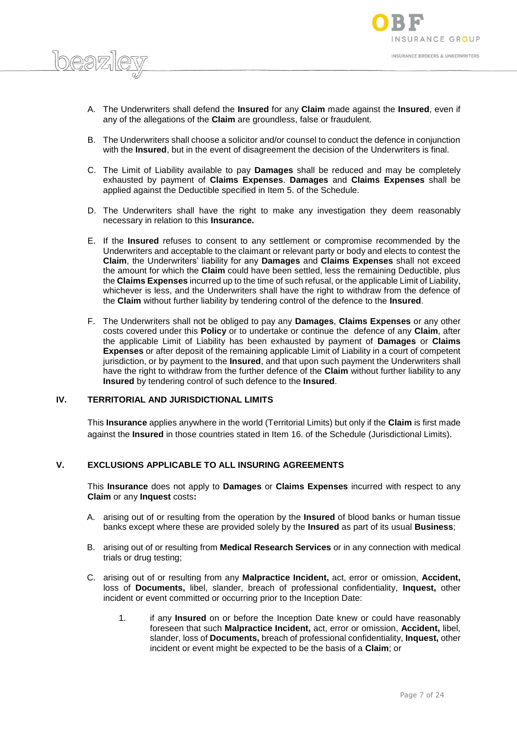A. The Underwriters shall defend the **Insured** for any **Claim** made against the **Insured**, even if any of the allegations of the **Claim** are groundless, false or fraudulent.

B. The Underwriters shall choose a solicitor and/or counsel to conduct the defence in conjunction with the **Insured**, but in the event of disagreement the decision of the Underwriters is final.

C. The Limit of Liability available to pay **Damages** shall be reduced and may be completely exhausted by payment of **Claims Expenses**. **Damages** and **Claims Expenses** shall be applied against the Deductible specified in Item 5. of the Schedule.

D. The Underwriters shall have the right to make any investigation they deem reasonably necessary in relation to this **Insurance.**

E. If the **Insured** refuses to consent to any settlement or compromise recommended by the Underwriters and acceptable to the claimant or relevant party or body and elects to contest the **Claim**, the Underwriters' liability for any **Damages** and **Claims Expenses** shall not exceed the amount for which the **Claim** could have been settled, less the remaining Deductible, plus the **Claims Expenses** incurred up to the time of such refusal, or the applicable Limit of Liability, whichever is less, and the Underwriters shall have the right to withdraw from the defence of the **Claim** without further liability by tendering control of the defence to the **Insured**.

F. The Underwriters shall not be obliged to pay any **Damages**, **Claims Expenses** or any other costs covered under this **Policy** or to undertake or continue the defence of any **Claim**, after the applicable Limit of Liability has been exhausted by payment of **Damages** or **Claims Expenses** or after deposit of the remaining applicable Limit of Liability in a court of competent jurisdiction, or by payment to the **Insured**, and that upon such payment the Underwriters shall have the right to withdraw from the further defence of the **Claim** without further liability to any **Insured** by tendering control of such defence to the **Insured**.

## IV. TERRITORIAL AND JURISDICTIONAL LIMITS

This **Insurance** applies anywhere in the world (Territorial Limits) but only if the **Claim** is first made against the **Insured** in those countries stated in Item 16. of the Schedule (Jurisdictional Limits).

## V. EXCLUSIONS APPLICABLE TO ALL INSURING AGREEMENTS

This **Insurance** does not apply to **Damages** or **Claims Expenses** incurred with respect to any **Claim** or any **Inquest** costs**:**

A. arising out of or resulting from the operation by the **Insured** of blood banks or human tissue banks except where these are provided solely by the **Insured** as part of its usual **Business**;

B. arising out of or resulting from **Medical Research Services** or in any connection with medical trials or drug testing;

C. arising out of or resulting from any **Malpractice Incident,** act, error or omission, **Accident,** loss of **Documents,** libel, slander, breach of professional confidentiality, **Inquest,** other incident or event committed or occurring prior to the Inception Date:

1. if any **Insured** on or before the Inception Date knew or could have reasonably foreseen that such **Malpractice Incident,** act, error or omission, **Accident,** libel, slander, loss of **Documents,** breach of professional confidentiality, **Inquest,** other incident or event might be expected to be the basis of a **Claim**; or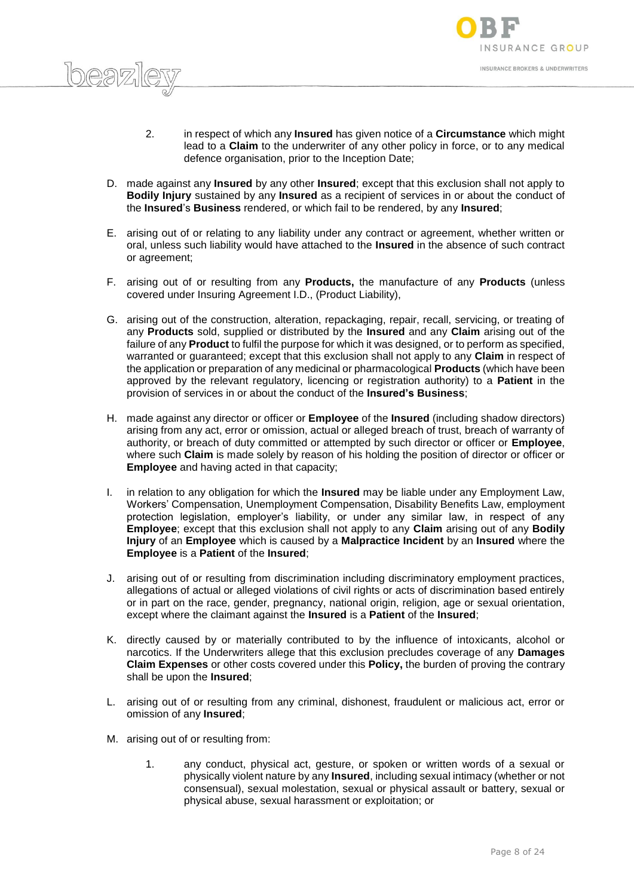2. in respect of which any **Insured** has given notice of a **Circumstance** which might lead to a **Claim** to the underwriter of any other policy in force, or to any medical defence organisation, prior to the Inception Date;

D. made against any **Insured** by any other **Insured**; except that this exclusion shall not apply to **Bodily Injury** sustained by any **Insured** as a recipient of services in or about the conduct of the **Insured**'s **Business** rendered, or which fail to be rendered, by any **Insured**;

E. arising out of or relating to any liability under any contract or agreement, whether written or oral, unless such liability would have attached to the **Insured** in the absence of such contract or agreement;

F. arising out of or resulting from any **Products,** the manufacture of any **Products** (unless covered under Insuring Agreement I.D., (Product Liability),

G. arising out of the construction, alteration, repackaging, repair, recall, servicing, or treating of any **Products** sold, supplied or distributed by the **Insured** and any **Claim** arising out of the failure of any **Product** to fulfil the purpose for which it was designed, or to perform as specified, warranted or guaranteed; except that this exclusion shall not apply to any **Claim** in respect of the application or preparation of any medicinal or pharmacological **Products** (which have been approved by the relevant regulatory, licencing or registration authority) to a **Patient** in the provision of services in or about the conduct of the **Insured's Business**;

H. made against any director or officer or **Employee** of the **Insured** (including shadow directors) arising from any act, error or omission, actual or alleged breach of trust, breach of warranty of authority, or breach of duty committed or attempted by such director or officer or **Employee**, where such **Claim** is made solely by reason of his holding the position of director or officer or **Employee** and having acted in that capacity;

I. in relation to any obligation for which the **Insured** may be liable under any Employment Law, Workers' Compensation, Unemployment Compensation, Disability Benefits Law, employment protection legislation, employer's liability, or under any similar law, in respect of any **Employee**; except that this exclusion shall not apply to any **Claim** arising out of any **Bodily Injury** of an **Employee** which is caused by a **Malpractice Incident** by an **Insured** where the **Employee** is a **Patient** of the **Insured**;

J. arising out of or resulting from discrimination including discriminatory employment practices, allegations of actual or alleged violations of civil rights or acts of discrimination based entirely or in part on the race, gender, pregnancy, national origin, religion, age or sexual orientation, except where the claimant against the **Insured** is a **Patient** of the **Insured**;

K. directly caused by or materially contributed to by the influence of intoxicants, alcohol or narcotics. If the Underwriters allege that this exclusion precludes coverage of any **Damages Claim Expenses** or other costs covered under this **Policy,** the burden of proving the contrary shall be upon the **Insured**;

L. arising out of or resulting from any criminal, dishonest, fraudulent or malicious act, error or omission of any **Insured**;

M. arising out of or resulting from:

   1. any conduct, physical act, gesture, or spoken or written words of a sexual or physically violent nature by any **Insured**, including sexual intimacy (whether or not consensual), sexual molestation, sexual or physical assault or battery, sexual or physical abuse, sexual harassment or exploitation; or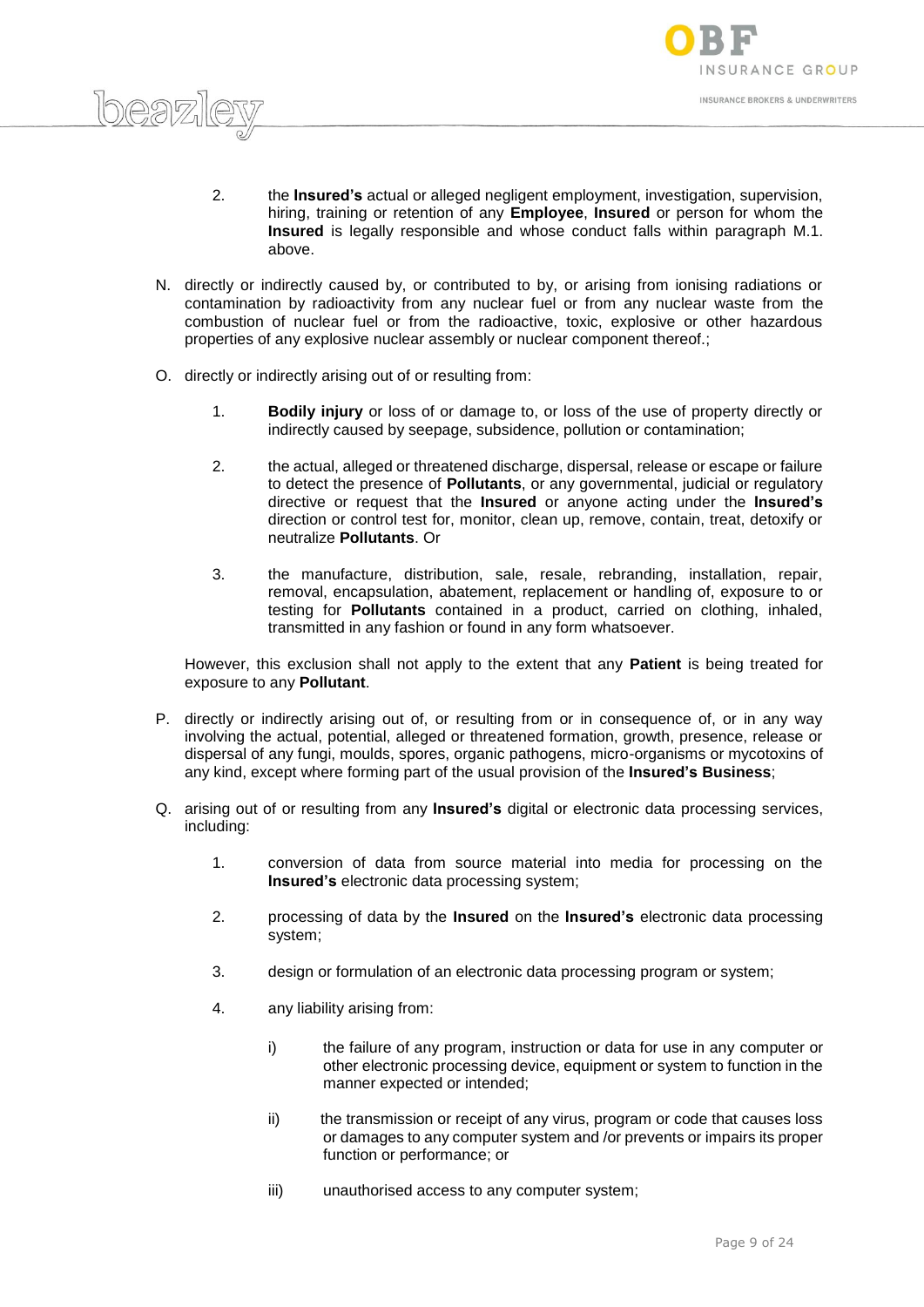2. the **Insured's** actual or alleged negligent employment, investigation, supervision, hiring, training or retention of any **Employee**, **Insured** or person for whom the **Insured** is legally responsible and whose conduct falls within paragraph M.1. above.

N. directly or indirectly caused by, or contributed to by, or arising from ionising radiations or contamination by radioactivity from any nuclear fuel or from any nuclear waste from the combustion of nuclear fuel or from the radioactive, toxic, explosive or other hazardous properties of any explosive nuclear assembly or nuclear component thereof.;

O. directly or indirectly arising out of or resulting from:

1. **Bodily injury** or loss of or damage to, or loss of the use of property directly or indirectly caused by seepage, subsidence, pollution or contamination;

2. the actual, alleged or threatened discharge, dispersal, release or escape or failure to detect the presence of **Pollutants**, or any governmental, judicial or regulatory directive or request that the **Insured** or anyone acting under the **Insured's** direction or control test for, monitor, clean up, remove, contain, treat, detoxify or neutralize **Pollutants**. Or

3. the manufacture, distribution, sale, resale, rebranding, installation, repair, removal, encapsulation, abatement, replacement or handling of, exposure to or testing for **Pollutants** contained in a product, carried on clothing, inhaled, transmitted in any fashion or found in any form whatsoever.

However, this exclusion shall not apply to the extent that any **Patient** is being treated for exposure to any **Pollutant**.

P. directly or indirectly arising out of, or resulting from or in consequence of, or in any way involving the actual, potential, alleged or threatened formation, growth, presence, release or dispersal of any fungi, moulds, spores, organic pathogens, micro-organisms or mycotoxins of any kind, except where forming part of the usual provision of the **Insured's Business**;

Q. arising out of or resulting from any **Insured's** digital or electronic data processing services, including:

1. conversion of data from source material into media for processing on the **Insured's** electronic data processing system;

2. processing of data by the **Insured** on the **Insured's** electronic data processing system;

3. design or formulation of an electronic data processing program or system;

4. any liability arising from:

   i) the failure of any program, instruction or data for use in any computer or other electronic processing device, equipment or system to function in the manner expected or intended;

   ii) the transmission or receipt of any virus, program or code that causes loss or damages to any computer system and /or prevents or impairs its proper function or performance; or

   iii) unauthorised access to any computer system;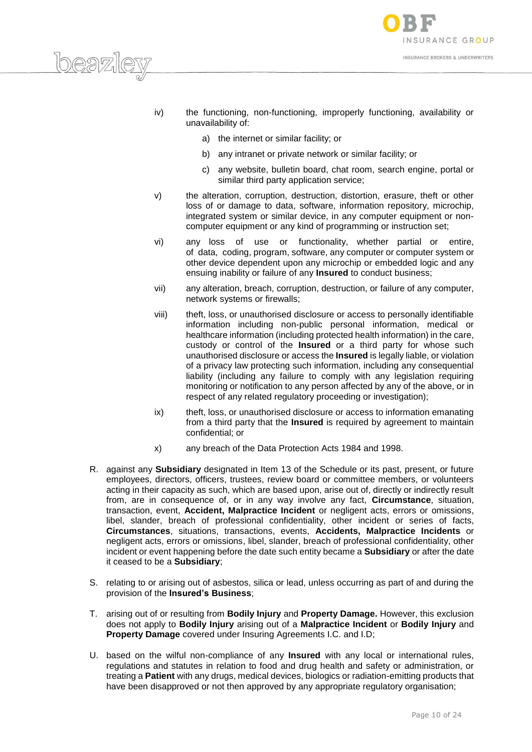iv) the functioning, non-functioning, improperly functioning, availability or unavailability of:

   a) the internet or similar facility; or

   b) any intranet or private network or similar facility; or

   c) any website, bulletin board, chat room, search engine, portal or similar third party application service;

v) the alteration, corruption, destruction, distortion, erasure, theft or other loss of or damage to data, software, information repository, microchip, integrated system or similar device, in any computer equipment or non-computer equipment or any kind of programming or instruction set;

vi) any loss of use or functionality, whether partial or entire, of data, coding, program, software, any computer or computer system or other device dependent upon any microchip or embedded logic and any ensuing inability or failure of any **Insured** to conduct business;

vii) any alteration, breach, corruption, destruction, or failure of any computer, network systems or firewalls;

viii) theft, loss, or unauthorised disclosure or access to personally identifiable information including non-public personal information, medical or healthcare information (including protected health information) in the care, custody or control of the **Insured** or a third party for whose such unauthorised disclosure or access the **Insured** is legally liable, or violation of a privacy law protecting such information, including any consequential liability (including any failure to comply with any legislation requiring monitoring or notification to any person affected by any of the above, or in respect of any related regulatory proceeding or investigation);

ix) theft, loss, or unauthorised disclosure or access to information emanating from a third party that the **Insured** is required by agreement to maintain confidential; or

x) any breach of the Data Protection Acts 1984 and 1998.

R. against any **Subsidiary** designated in Item 13 of the Schedule or its past, present, or future employees, directors, officers, trustees, review board or committee members, or volunteers acting in their capacity as such, which are based upon, arise out of, directly or indirectly result from, are in consequence of, or in any way involve any fact, **Circumstance**, situation, transaction, event, **Accident, Malpractice Incident** or negligent acts, errors or omissions, libel, slander, breach of professional confidentiality, other incident or series of facts, **Circumstances**, situations, transactions, events, **Accidents, Malpractice Incidents** or negligent acts, errors or omissions, libel, slander, breach of professional confidentiality, other incident or event happening before the date such entity became a **Subsidiary** or after the date it ceased to be a **Subsidiary**;

S. relating to or arising out of asbestos, silica or lead, unless occurring as part of and during the provision of the **Insured's Business**;

T. arising out of or resulting from **Bodily Injury** and **Property Damage.** However, this exclusion does not apply to **Bodily Injury** arising out of a **Malpractice Incident** or **Bodily Injury** and **Property Damage** covered under Insuring Agreements I.C. and I.D;

U. based on the wilful non-compliance of any **Insured** with any local or international rules, regulations and statutes in relation to food and drug health and safety or administration, or treating a **Patient** with any drugs, medical devices, biologics or radiation-emitting products that have been disapproved or not then approved by any appropriate regulatory organisation;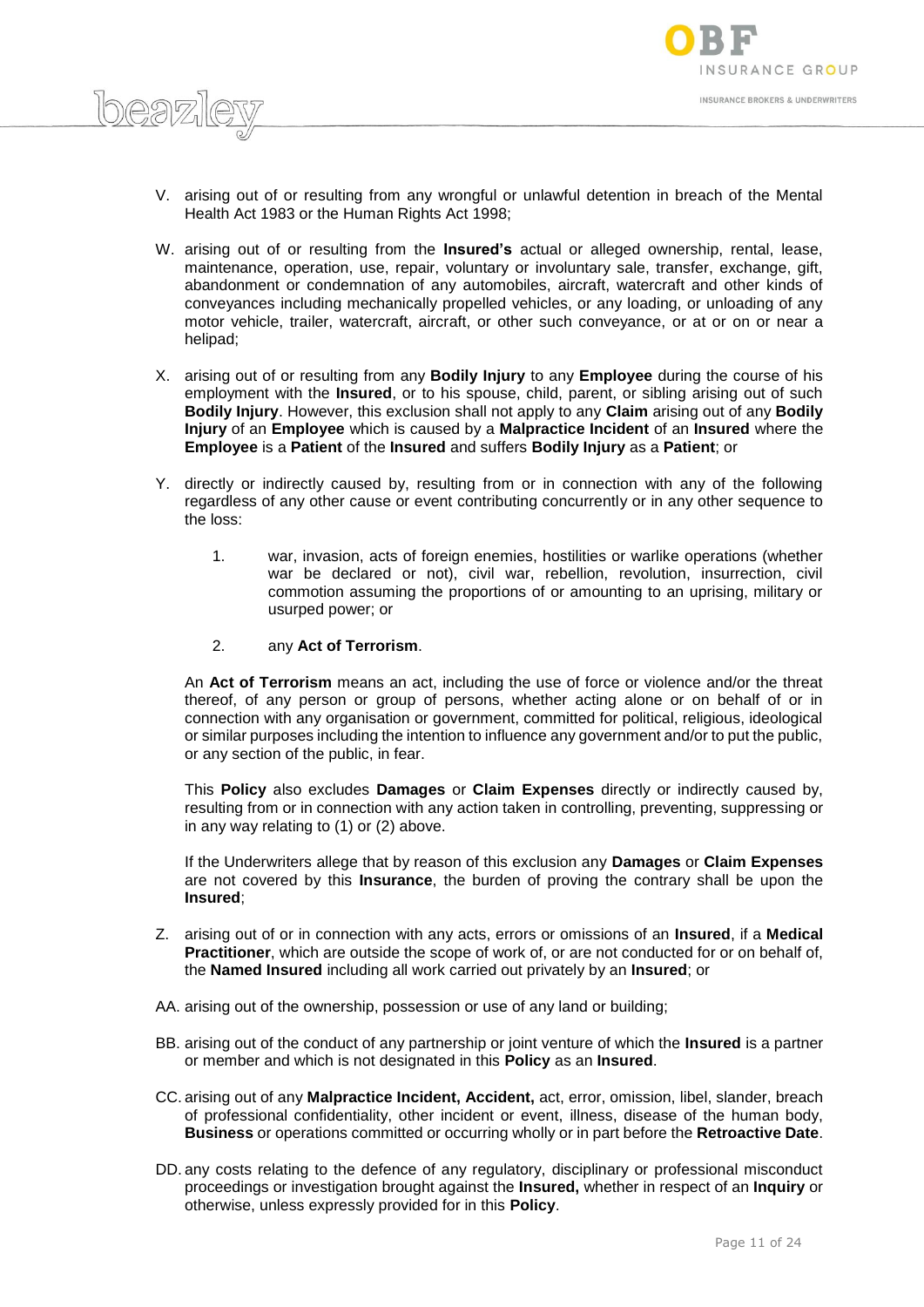V. arising out of or resulting from any wrongful or unlawful detention in breach of the Mental Health Act 1983 or the Human Rights Act 1998;

W. arising out of or resulting from the **Insured's** actual or alleged ownership, rental, lease, maintenance, operation, use, repair, voluntary or involuntary sale, transfer, exchange, gift, abandonment or condemnation of any automobiles, aircraft, watercraft and other kinds of conveyances including mechanically propelled vehicles, or any loading, or unloading of any motor vehicle, trailer, watercraft, aircraft, or other such conveyance, or at or on or near a helipad;

X. arising out of or resulting from any **Bodily Injury** to any **Employee** during the course of his employment with the **Insured**, or to his spouse, child, parent, or sibling arising out of such **Bodily Injury**. However, this exclusion shall not apply to any **Claim** arising out of any **Bodily Injury** of an **Employee** which is caused by a **Malpractice Incident** of an **Insured** where the **Employee** is a **Patient** of the **Insured** and suffers **Bodily Injury** as a **Patient**; or

Y. directly or indirectly caused by, resulting from or in connection with any of the following regardless of any other cause or event contributing concurrently or in any other sequence to the loss:

   1. war, invasion, acts of foreign enemies, hostilities or warlike operations (whether war be declared or not), civil war, rebellion, revolution, insurrection, civil commotion assuming the proportions of or amounting to an uprising, military or usurped power; or

   2. any **Act of Terrorism**.

   An **Act of Terrorism** means an act, including the use of force or violence and/or the threat thereof, of any person or group of persons, whether acting alone or on behalf of or in connection with any organisation or government, committed for political, religious, ideological or similar purposes including the intention to influence any government and/or to put the public, or any section of the public, in fear.

   This **Policy** also excludes **Damages** or **Claim Expenses** directly or indirectly caused by, resulting from or in connection with any action taken in controlling, preventing, suppressing or in any way relating to (1) or (2) above.

   If the Underwriters allege that by reason of this exclusion any **Damages** or **Claim Expenses** are not covered by this **Insurance**, the burden of proving the contrary shall be upon the **Insured**;

Z. arising out of or in connection with any acts, errors or omissions of an **Insured**, if a **Medical Practitioner**, which are outside the scope of work of, or are not conducted for or on behalf of, the **Named Insured** including all work carried out privately by an **Insured**; or

AA. arising out of the ownership, possession or use of any land or building;

BB. arising out of the conduct of any partnership or joint venture of which the **Insured** is a partner or member and which is not designated in this **Policy** as an **Insured**.

CC. arising out of any **Malpractice Incident, Accident,** act, error, omission, libel, slander, breach of professional confidentiality, other incident or event, illness, disease of the human body, **Business** or operations committed or occurring wholly or in part before the **Retroactive Date**.

DD. any costs relating to the defence of any regulatory, disciplinary or professional misconduct proceedings or investigation brought against the **Insured,** whether in respect of an **Inquiry** or otherwise, unless expressly provided for in this **Policy**.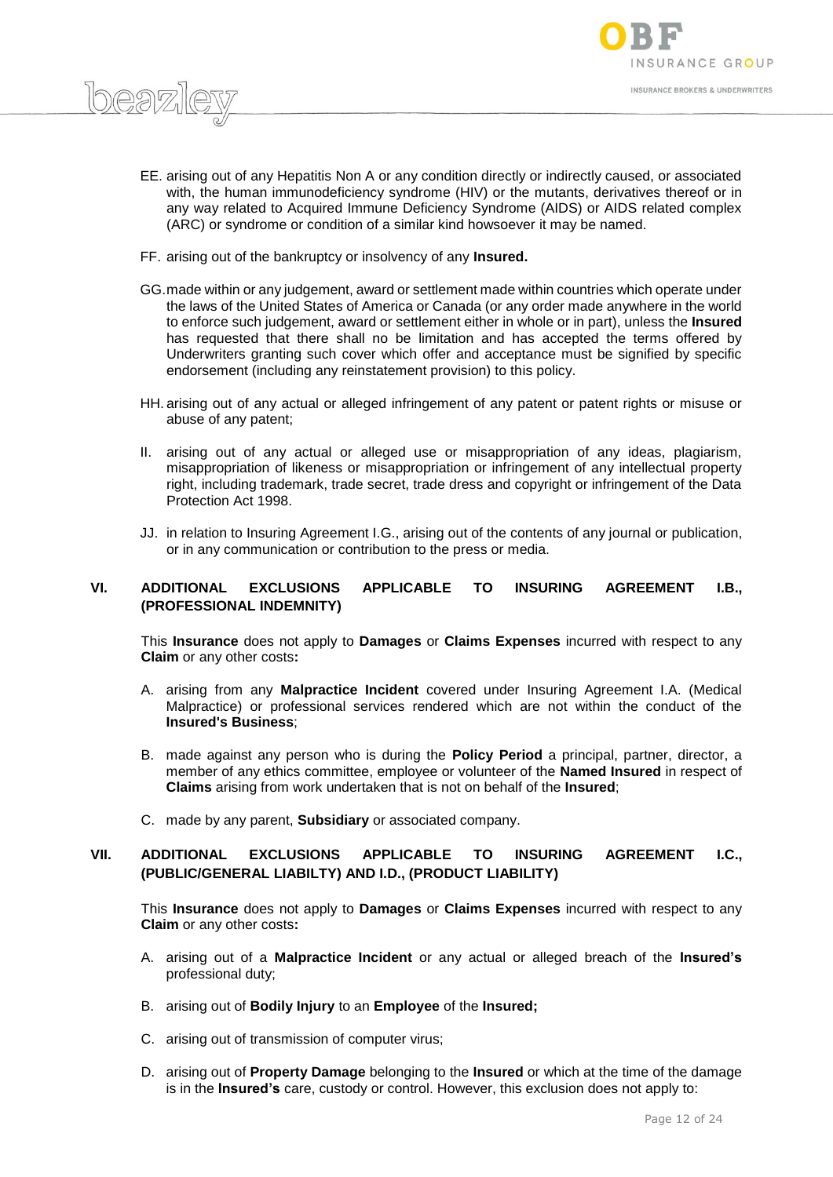EE. arising out of any Hepatitis Non A or any condition directly or indirectly caused, or associated with, the human immunodeficiency syndrome (HIV) or the mutants, derivatives thereof or in any way related to Acquired Immune Deficiency Syndrome (AIDS) or AIDS related complex (ARC) or syndrome or condition of a similar kind howsoever it may be named.

FF. arising out of the bankruptcy or insolvency of any **Insured.**

GG. made within or any judgement, award or settlement made within countries which operate under the laws of the United States of America or Canada (or any order made anywhere in the world to enforce such judgement, award or settlement either in whole or in part), unless the **Insured** has requested that there shall no be limitation and has accepted the terms offered by Underwriters granting such cover which offer and acceptance must be signified by specific endorsement (including any reinstatement provision) to this policy.

HH. arising out of any actual or alleged infringement of any patent or patent rights or misuse or abuse of any patent;

II. arising out of any actual or alleged use or misappropriation of any ideas, plagiarism, misappropriation of likeness or misappropriation or infringement of any intellectual property right, including trademark, trade secret, trade dress and copyright or infringement of the Data Protection Act 1998.

JJ. in relation to Insuring Agreement I.G., arising out of the contents of any journal or publication, or in any communication or contribution to the press or media.

## VI. ADDITIONAL EXCLUSIONS APPLICABLE TO INSURING AGREEMENT I.B., (PROFESSIONAL INDEMNITY)

This **Insurance** does not apply to **Damages** or **Claims Expenses** incurred with respect to any **Claim** or any other costs**:**

A. arising from any **Malpractice Incident** covered under Insuring Agreement I.A. (Medical Malpractice) or professional services rendered which are not within the conduct of the **Insured's Business**;

B. made against any person who is during the **Policy Period** a principal, partner, director, a member of any ethics committee, employee or volunteer of the **Named Insured** in respect of **Claims** arising from work undertaken that is not on behalf of the **Insured**;

C. made by any parent, **Subsidiary** or associated company.

## VII. ADDITIONAL EXCLUSIONS APPLICABLE TO INSURING AGREEMENT I.C., (PUBLIC/GENERAL LIABILTY) AND I.D., (PRODUCT LIABILITY)

This **Insurance** does not apply to **Damages** or **Claims Expenses** incurred with respect to any **Claim** or any other costs**:**

A. arising out of a **Malpractice Incident** or any actual or alleged breach of the **Insured's** professional duty;

B. arising out of **Bodily Injury** to an **Employee** of the **Insured;**

C. arising out of transmission of computer virus;

D. arising out of **Property Damage** belonging to the **Insured** or which at the time of the damage is in the **Insured's** care, custody or control. However, this exclusion does not apply to: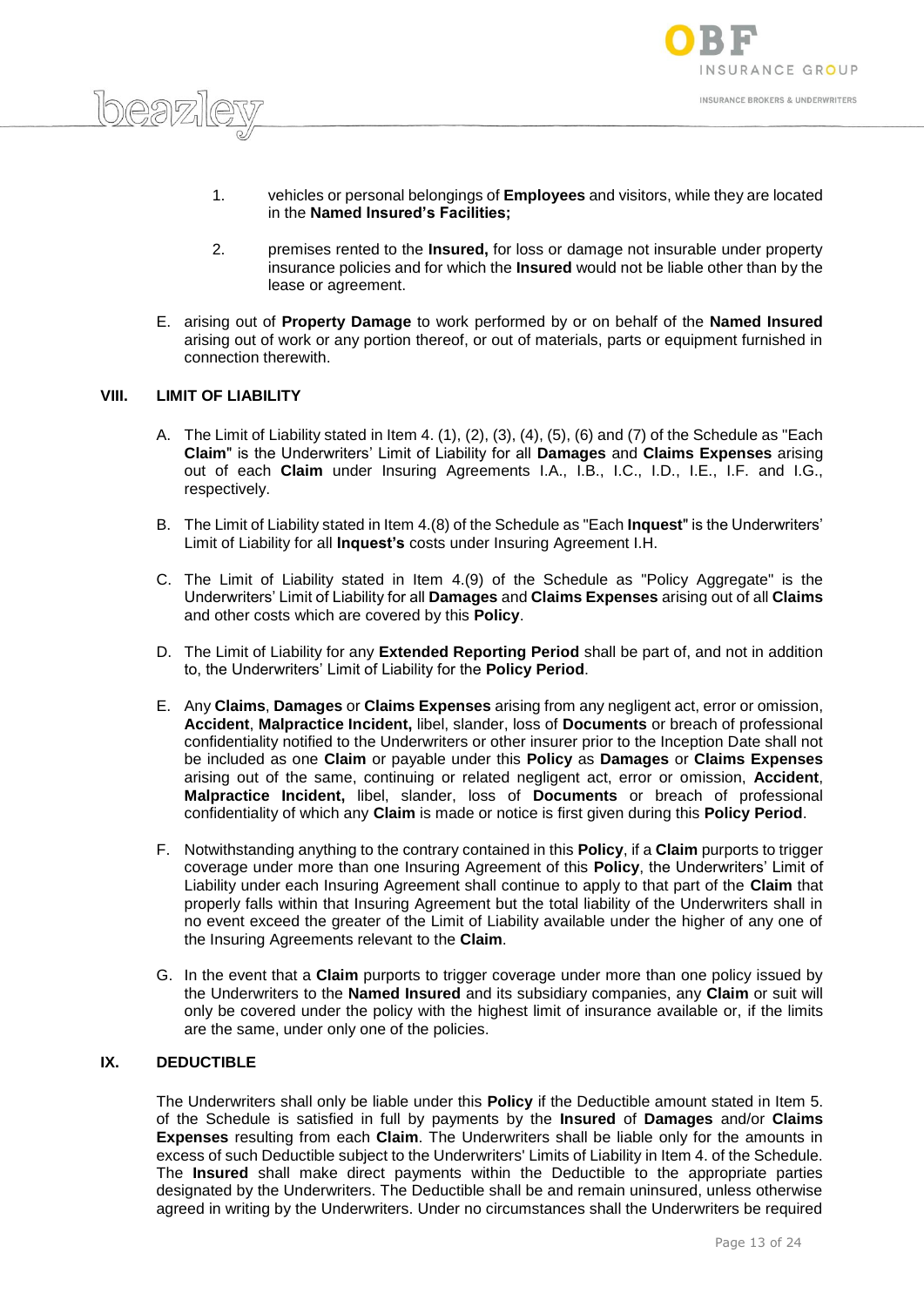1. vehicles or personal belongings of **Employees** and visitors, while they are located in the **Named Insured's Facilities;**

2. premises rented to the **Insured,** for loss or damage not insurable under property insurance policies and for which the **Insured** would not be liable other than by the lease or agreement.

E. arising out of **Property Damage** to work performed by or on behalf of the **Named Insured** arising out of work or any portion thereof, or out of materials, parts or equipment furnished in connection therewith.

## VIII. LIMIT OF LIABILITY

A. The Limit of Liability stated in Item 4. (1), (2), (3), (4), (5), (6) and (7) of the Schedule as "Each **Claim**" is the Underwriters' Limit of Liability for all **Damages** and **Claims Expenses** arising out of each **Claim** under Insuring Agreements I.A., I.B., I.C., I.D., I.E., I.F. and I.G., respectively.

B. The Limit of Liability stated in Item 4.(8) of the Schedule as "Each **Inquest**" is the Underwriters' Limit of Liability for all **Inquest's** costs under Insuring Agreement I.H.

C. The Limit of Liability stated in Item 4.(9) of the Schedule as "Policy Aggregate" is the Underwriters' Limit of Liability for all **Damages** and **Claims Expenses** arising out of all **Claims** and other costs which are covered by this **Policy**.

D. The Limit of Liability for any **Extended Reporting Period** shall be part of, and not in addition to, the Underwriters' Limit of Liability for the **Policy Period**.

E. Any **Claims**, **Damages** or **Claims Expenses** arising from any negligent act, error or omission, **Accident**, **Malpractice Incident,** libel, slander, loss of **Documents** or breach of professional confidentiality notified to the Underwriters or other insurer prior to the Inception Date shall not be included as one **Claim** or payable under this **Policy** as **Damages** or **Claims Expenses** arising out of the same, continuing or related negligent act, error or omission, **Accident**, **Malpractice Incident,** libel, slander, loss of **Documents** or breach of professional confidentiality of which any **Claim** is made or notice is first given during this **Policy Period**.

F. Notwithstanding anything to the contrary contained in this **Policy**, if a **Claim** purports to trigger coverage under more than one Insuring Agreement of this **Policy**, the Underwriters' Limit of Liability under each Insuring Agreement shall continue to apply to that part of the **Claim** that properly falls within that Insuring Agreement but the total liability of the Underwriters shall in no event exceed the greater of the Limit of Liability available under the higher of any one of the Insuring Agreements relevant to the **Claim**.

G. In the event that a **Claim** purports to trigger coverage under more than one policy issued by the Underwriters to the **Named Insured** and its subsidiary companies, any **Claim** or suit will only be covered under the policy with the highest limit of insurance available or, if the limits are the same, under only one of the policies.

## IX. DEDUCTIBLE

The Underwriters shall only be liable under this **Policy** if the Deductible amount stated in Item 5. of the Schedule is satisfied in full by payments by the **Insured** of **Damages** and/or **Claims Expenses** resulting from each **Claim**. The Underwriters shall be liable only for the amounts in excess of such Deductible subject to the Underwriters' Limits of Liability in Item 4. of the Schedule. The **Insured** shall make direct payments within the Deductible to the appropriate parties designated by the Underwriters. The Deductible shall be and remain uninsured, unless otherwise agreed in writing by the Underwriters. Under no circumstances shall the Underwriters be required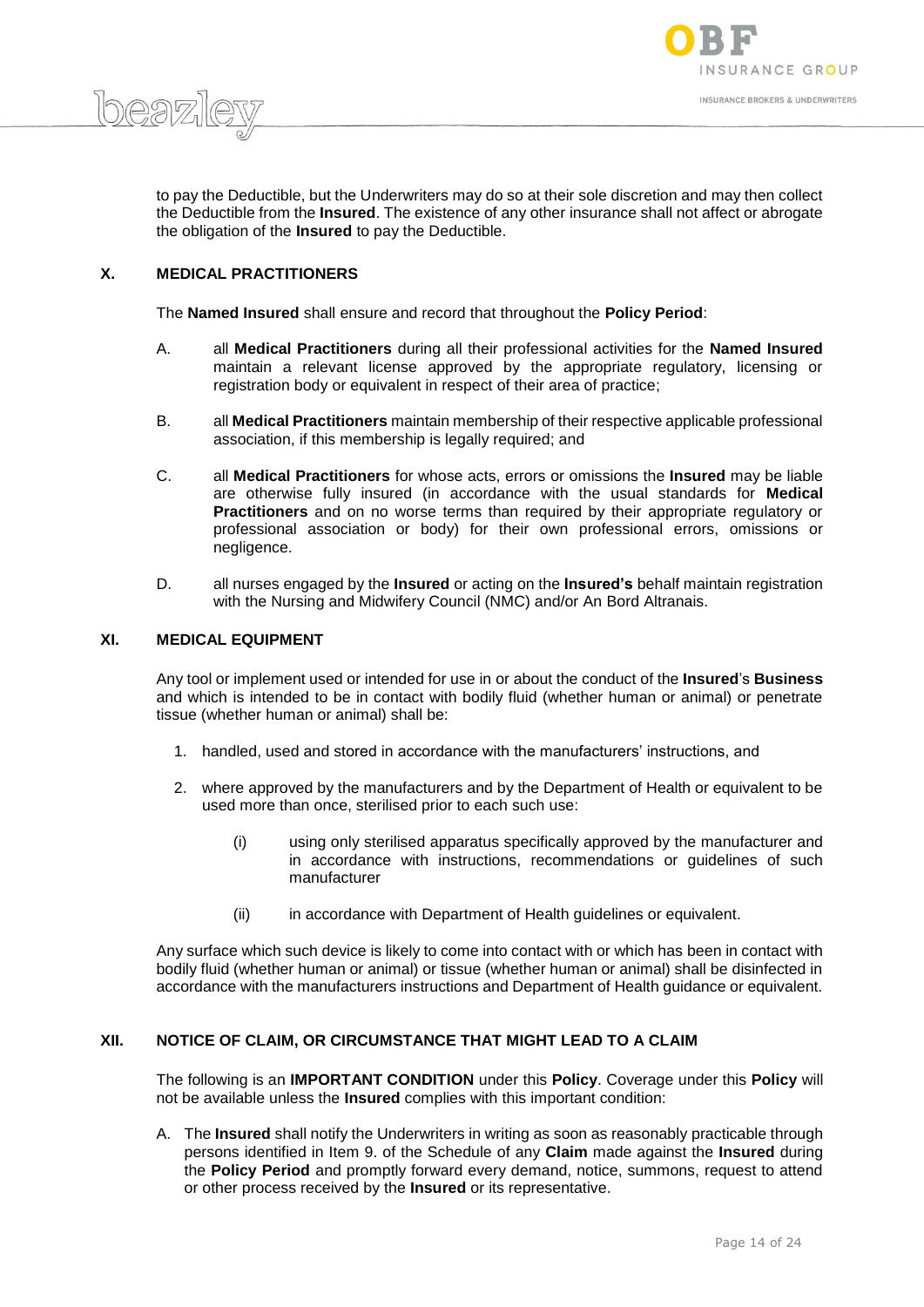to pay the Deductible, but the Underwriters may do so at their sole discretion and may then collect the Deductible from the **Insured**. The existence of any other insurance shall not affect or abrogate the obligation of the **Insured** to pay the Deductible.

## X. MEDICAL PRACTITIONERS

The **Named Insured** shall ensure and record that throughout the **Policy Period**:

A. all **Medical Practitioners** during all their professional activities for the **Named Insured** maintain a relevant license approved by the appropriate regulatory, licensing or registration body or equivalent in respect of their area of practice;

B. all **Medical Practitioners** maintain membership of their respective applicable professional association, if this membership is legally required; and

C. all **Medical Practitioners** for whose acts, errors or omissions the **Insured** may be liable are otherwise fully insured (in accordance with the usual standards for **Medical Practitioners** and on no worse terms than required by their appropriate regulatory or professional association or body) for their own professional errors, omissions or negligence.

D. all nurses engaged by the **Insured** or acting on the **Insured's** behalf maintain registration with the Nursing and Midwifery Council (NMC) and/or An Bord Altranais.

## XI. MEDICAL EQUIPMENT

Any tool or implement used or intended for use in or about the conduct of the **Insured**'s **Business** and which is intended to be in contact with bodily fluid (whether human or animal) or penetrate tissue (whether human or animal) shall be:

1. handled, used and stored in accordance with the manufacturers' instructions, and
2. where approved by the manufacturers and by the Department of Health or equivalent to be used more than once, sterilised prior to each such use:
   (i) using only sterilised apparatus specifically approved by the manufacturer and in accordance with instructions, recommendations or guidelines of such manufacturer
   (ii) in accordance with Department of Health guidelines or equivalent.

Any surface which such device is likely to come into contact with or which has been in contact with bodily fluid (whether human or animal) or tissue (whether human or animal) shall be disinfected in accordance with the manufacturers instructions and Department of Health guidance or equivalent.

## XII. NOTICE OF CLAIM, OR CIRCUMSTANCE THAT MIGHT LEAD TO A CLAIM

The following is an **IMPORTANT CONDITION** under this **Policy**. Coverage under this **Policy** will not be available unless the **Insured** complies with this important condition:

A. The **Insured** shall notify the Underwriters in writing as soon as reasonably practicable through persons identified in Item 9. of the Schedule of any **Claim** made against the **Insured** during the **Policy Period** and promptly forward every demand, notice, summons, request to attend or other process received by the **Insured** or its representative.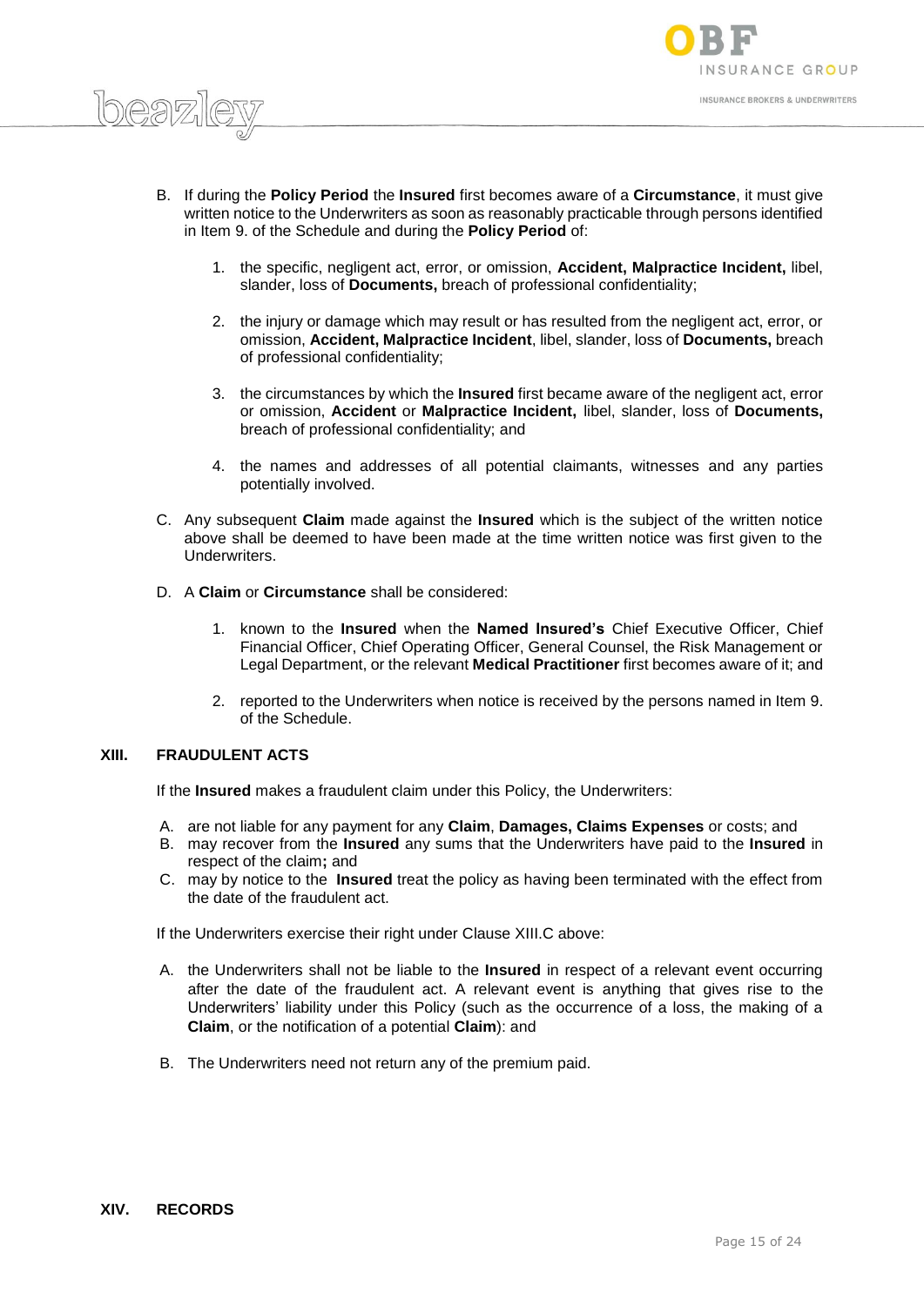B. If during the **Policy Period** the **Insured** first becomes aware of a **Circumstance**, it must give written notice to the Underwriters as soon as reasonably practicable through persons identified in Item 9. of the Schedule and during the **Policy Period** of:

   1. the specific, negligent act, error, or omission, **Accident, Malpractice Incident,** libel, slander, loss of **Documents,** breach of professional confidentiality;

   2. the injury or damage which may result or has resulted from the negligent act, error, or omission, **Accident, Malpractice Incident**, libel, slander, loss of **Documents,** breach of professional confidentiality;

   3. the circumstances by which the **Insured** first became aware of the negligent act, error or omission, **Accident** or **Malpractice Incident,** libel, slander, loss of **Documents,** breach of professional confidentiality; and

   4. the names and addresses of all potential claimants, witnesses and any parties potentially involved.

C. Any subsequent **Claim** made against the **Insured** which is the subject of the written notice above shall be deemed to have been made at the time written notice was first given to the Underwriters.

D. A **Claim** or **Circumstance** shall be considered:

   1. known to the **Insured** when the **Named Insured's** Chief Executive Officer, Chief Financial Officer, Chief Operating Officer, General Counsel, the Risk Management or Legal Department, or the relevant **Medical Practitioner** first becomes aware of it; and

   2. reported to the Underwriters when notice is received by the persons named in Item 9. of the Schedule.

## XIII. FRAUDULENT ACTS

If the **Insured** makes a fraudulent claim under this Policy, the Underwriters:

A. are not liable for any payment for any **Claim**, **Damages, Claims Expenses** or costs; and
B. may recover from the **Insured** any sums that the Underwriters have paid to the **Insured** in respect of the claim**;** and
C. may by notice to the **Insured** treat the policy as having been terminated with the effect from the date of the fraudulent act.

If the Underwriters exercise their right under Clause XIII.C above:

A. the Underwriters shall not be liable to the **Insured** in respect of a relevant event occurring after the date of the fraudulent act. A relevant event is anything that gives rise to the Underwriters' liability under this Policy (such as the occurrence of a loss, the making of a **Claim**, or the notification of a potential **Claim**): and

B. The Underwriters need not return any of the premium paid.

## XIV. RECORDS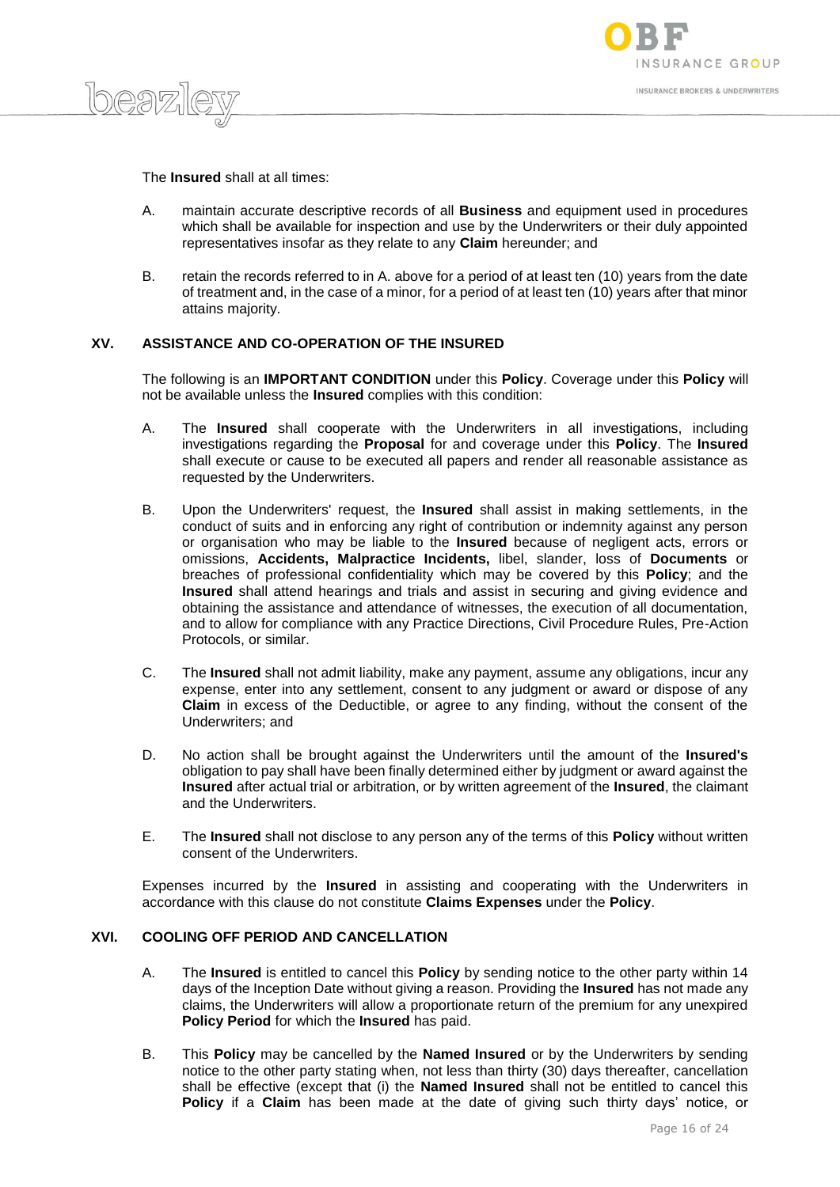The **Insured** shall at all times:

A. maintain accurate descriptive records of all **Business** and equipment used in procedures which shall be available for inspection and use by the Underwriters or their duly appointed representatives insofar as they relate to any **Claim** hereunder; and

B. retain the records referred to in A. above for a period of at least ten (10) years from the date of treatment and, in the case of a minor, for a period of at least ten (10) years after that minor attains majority.

## XV. ASSISTANCE AND CO-OPERATION OF THE INSURED

The following is an **IMPORTANT CONDITION** under this **Policy**. Coverage under this **Policy** will not be available unless the **Insured** complies with this condition:

A. The **Insured** shall cooperate with the Underwriters in all investigations, including investigations regarding the **Proposal** for and coverage under this **Policy**. The **Insured** shall execute or cause to be executed all papers and render all reasonable assistance as requested by the Underwriters.

B. Upon the Underwriters' request, the **Insured** shall assist in making settlements, in the conduct of suits and in enforcing any right of contribution or indemnity against any person or organisation who may be liable to the **Insured** because of negligent acts, errors or omissions, **Accidents, Malpractice Incidents,** libel, slander, loss of **Documents** or breaches of professional confidentiality which may be covered by this **Policy**; and the **Insured** shall attend hearings and trials and assist in securing and giving evidence and obtaining the assistance and attendance of witnesses, the execution of all documentation, and to allow for compliance with any Practice Directions, Civil Procedure Rules, Pre-Action Protocols, or similar.

C. The **Insured** shall not admit liability, make any payment, assume any obligations, incur any expense, enter into any settlement, consent to any judgment or award or dispose of any **Claim** in excess of the Deductible, or agree to any finding, without the consent of the Underwriters; and

D. No action shall be brought against the Underwriters until the amount of the **Insured's** obligation to pay shall have been finally determined either by judgment or award against the **Insured** after actual trial or arbitration, or by written agreement of the **Insured**, the claimant and the Underwriters.

E. The **Insured** shall not disclose to any person any of the terms of this **Policy** without written consent of the Underwriters.

Expenses incurred by the **Insured** in assisting and cooperating with the Underwriters in accordance with this clause do not constitute **Claims Expenses** under the **Policy**.

## XVI. COOLING OFF PERIOD AND CANCELLATION

A. The **Insured** is entitled to cancel this **Policy** by sending notice to the other party within 14 days of the Inception Date without giving a reason. Providing the **Insured** has not made any claims, the Underwriters will allow a proportionate return of the premium for any unexpired **Policy Period** for which the **Insured** has paid.

B. This **Policy** may be cancelled by the **Named Insured** or by the Underwriters by sending notice to the other party stating when, not less than thirty (30) days thereafter, cancellation shall be effective (except that (i) the **Named Insured** shall not be entitled to cancel this **Policy** if a **Claim** has been made at the date of giving such thirty days' notice, or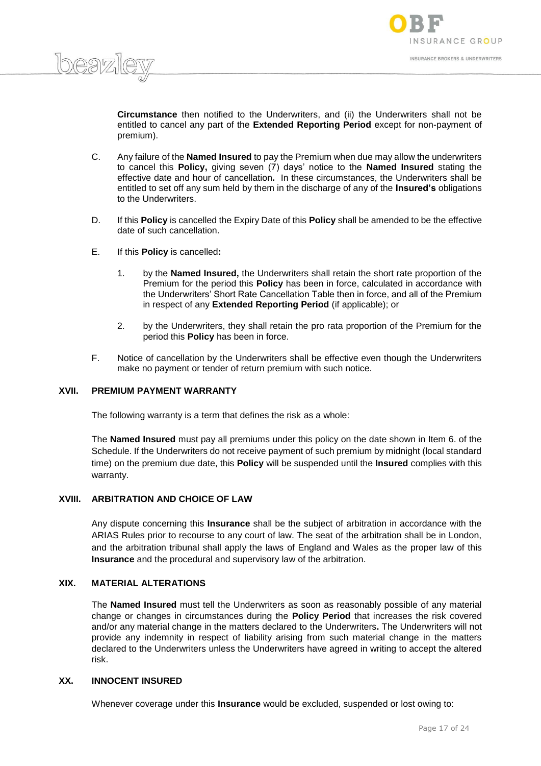**Circumstance** then notified to the Underwriters, and (ii) the Underwriters shall not be entitled to cancel any part of the **Extended Reporting Period** except for non-payment of premium).

C. Any failure of the **Named Insured** to pay the Premium when due may allow the underwriters to cancel this **Policy,** giving seven (7) days' notice to the **Named Insured** stating the effective date and hour of cancellation**.** In these circumstances, the Underwriters shall be entitled to set off any sum held by them in the discharge of any of the **Insured's** obligations to the Underwriters.

D. If this **Policy** is cancelled the Expiry Date of this **Policy** shall be amended to be the effective date of such cancellation.

E. If this **Policy** is cancelled**:**

   1. by the **Named Insured,** the Underwriters shall retain the short rate proportion of the Premium for the period this **Policy** has been in force, calculated in accordance with the Underwriters' Short Rate Cancellation Table then in force, and all of the Premium in respect of any **Extended Reporting Period** (if applicable); or

   2. by the Underwriters, they shall retain the pro rata proportion of the Premium for the period this **Policy** has been in force.

F. Notice of cancellation by the Underwriters shall be effective even though the Underwriters make no payment or tender of return premium with such notice.

## XVII. PREMIUM PAYMENT WARRANTY

The following warranty is a term that defines the risk as a whole:

The **Named Insured** must pay all premiums under this policy on the date shown in Item 6. of the Schedule. If the Underwriters do not receive payment of such premium by midnight (local standard time) on the premium due date, this **Policy** will be suspended until the **Insured** complies with this warranty.

## XVIII. ARBITRATION AND CHOICE OF LAW

Any dispute concerning this **Insurance** shall be the subject of arbitration in accordance with the ARIAS Rules prior to recourse to any court of law. The seat of the arbitration shall be in London, and the arbitration tribunal shall apply the laws of England and Wales as the proper law of this **Insurance** and the procedural and supervisory law of the arbitration.

## XIX. MATERIAL ALTERATIONS

The **Named Insured** must tell the Underwriters as soon as reasonably possible of any material change or changes in circumstances during the **Policy Period** that increases the risk covered and/or any material change in the matters declared to the Underwriters**.** The Underwriters will not provide any indemnity in respect of liability arising from such material change in the matters declared to the Underwriters unless the Underwriters have agreed in writing to accept the altered risk.

## XX. INNOCENT INSURED

Whenever coverage under this **Insurance** would be excluded, suspended or lost owing to: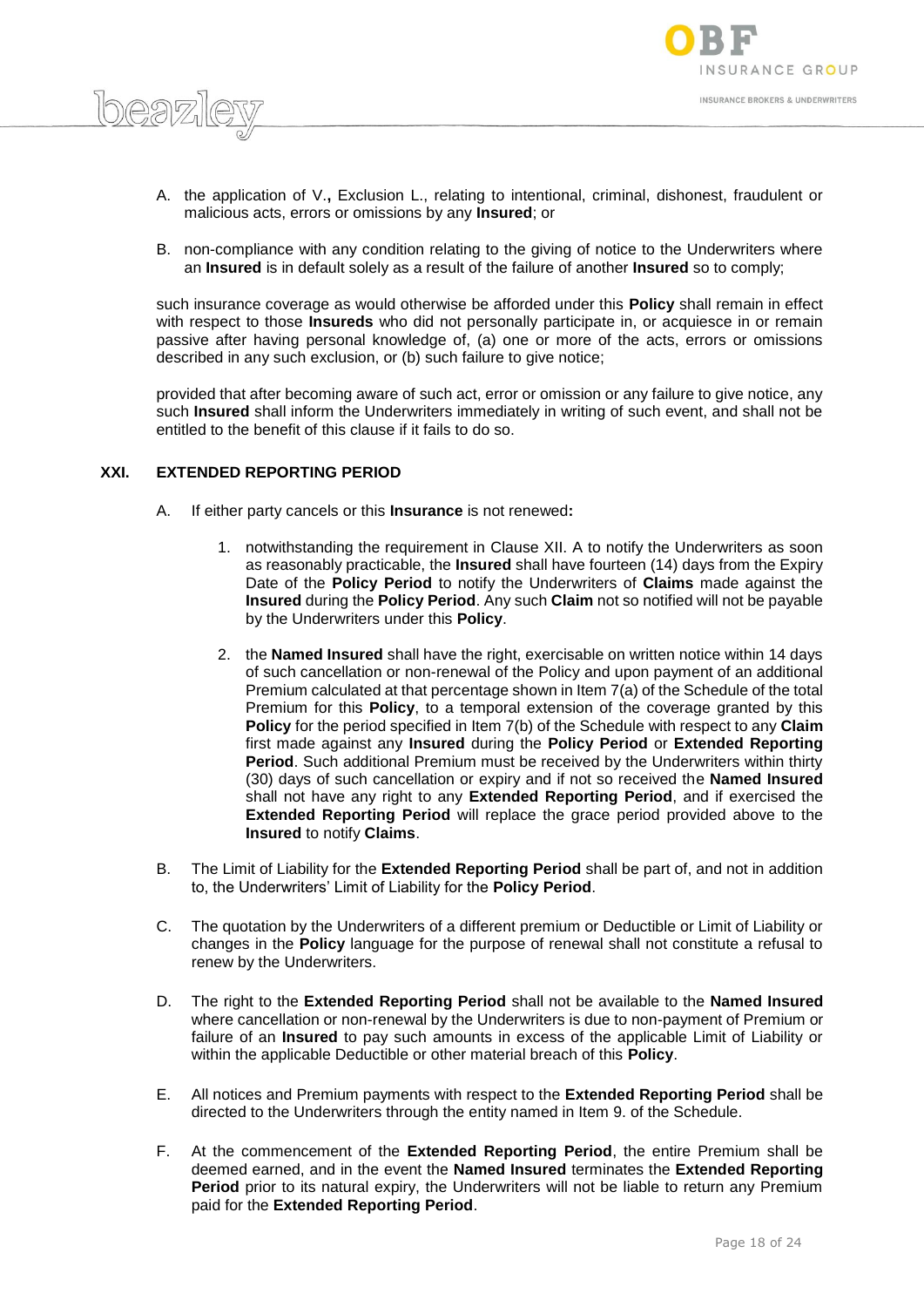A. the application of V.**,** Exclusion L., relating to intentional, criminal, dishonest, fraudulent or malicious acts, errors or omissions by any **Insured**; or

B. non-compliance with any condition relating to the giving of notice to the Underwriters where an **Insured** is in default solely as a result of the failure of another **Insured** so to comply;

such insurance coverage as would otherwise be afforded under this **Policy** shall remain in effect with respect to those **Insureds** who did not personally participate in, or acquiesce in or remain passive after having personal knowledge of, (a) one or more of the acts, errors or omissions described in any such exclusion, or (b) such failure to give notice;

provided that after becoming aware of such act, error or omission or any failure to give notice, any such **Insured** shall inform the Underwriters immediately in writing of such event, and shall not be entitled to the benefit of this clause if it fails to do so.

## XXI. EXTENDED REPORTING PERIOD

A. If either party cancels or this **Insurance** is not renewed**:**

1. notwithstanding the requirement in Clause XII. A to notify the Underwriters as soon as reasonably practicable, the **Insured** shall have fourteen (14) days from the Expiry Date of the **Policy Period** to notify the Underwriters of **Claims** made against the **Insured** during the **Policy Period**. Any such **Claim** not so notified will not be payable by the Underwriters under this **Policy**.

2. the **Named Insured** shall have the right, exercisable on written notice within 14 days of such cancellation or non-renewal of the Policy and upon payment of an additional Premium calculated at that percentage shown in Item 7(a) of the Schedule of the total Premium for this **Policy**, to a temporal extension of the coverage granted by this **Policy** for the period specified in Item 7(b) of the Schedule with respect to any **Claim** first made against any **Insured** during the **Policy Period** or **Extended Reporting Period**. Such additional Premium must be received by the Underwriters within thirty (30) days of such cancellation or expiry and if not so received the **Named Insured** shall not have any right to any **Extended Reporting Period**, and if exercised the **Extended Reporting Period** will replace the grace period provided above to the **Insured** to notify **Claims**.

B. The Limit of Liability for the **Extended Reporting Period** shall be part of, and not in addition to, the Underwriters' Limit of Liability for the **Policy Period**.

C. The quotation by the Underwriters of a different premium or Deductible or Limit of Liability or changes in the **Policy** language for the purpose of renewal shall not constitute a refusal to renew by the Underwriters.

D. The right to the **Extended Reporting Period** shall not be available to the **Named Insured** where cancellation or non-renewal by the Underwriters is due to non-payment of Premium or failure of an **Insured** to pay such amounts in excess of the applicable Limit of Liability or within the applicable Deductible or other material breach of this **Policy**.

E. All notices and Premium payments with respect to the **Extended Reporting Period** shall be directed to the Underwriters through the entity named in Item 9. of the Schedule.

F. At the commencement of the **Extended Reporting Period**, the entire Premium shall be deemed earned, and in the event the **Named Insured** terminates the **Extended Reporting Period** prior to its natural expiry, the Underwriters will not be liable to return any Premium paid for the **Extended Reporting Period**.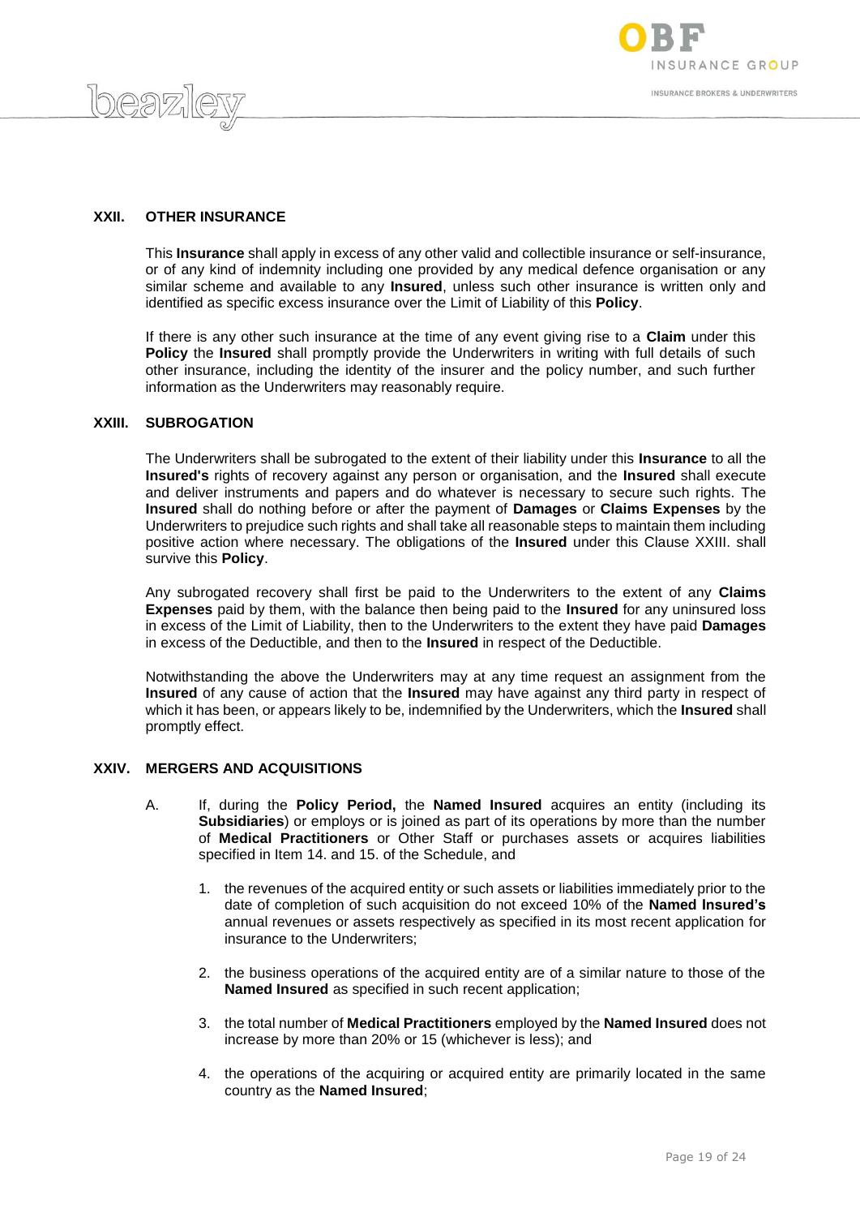## XXII. OTHER INSURANCE

This **Insurance** shall apply in excess of any other valid and collectible insurance or self-insurance, or of any kind of indemnity including one provided by any medical defence organisation or any similar scheme and available to any **Insured**, unless such other insurance is written only and identified as specific excess insurance over the Limit of Liability of this **Policy**.

If there is any other such insurance at the time of any event giving rise to a **Claim** under this **Policy** the **Insured** shall promptly provide the Underwriters in writing with full details of such other insurance, including the identity of the insurer and the policy number, and such further information as the Underwriters may reasonably require.

## XXIII. SUBROGATION

The Underwriters shall be subrogated to the extent of their liability under this **Insurance** to all the **Insured's** rights of recovery against any person or organisation, and the **Insured** shall execute and deliver instruments and papers and do whatever is necessary to secure such rights. The **Insured** shall do nothing before or after the payment of **Damages** or **Claims Expenses** by the Underwriters to prejudice such rights and shall take all reasonable steps to maintain them including positive action where necessary. The obligations of the **Insured** under this Clause XXIII. shall survive this **Policy**.

Any subrogated recovery shall first be paid to the Underwriters to the extent of any **Claims Expenses** paid by them, with the balance then being paid to the **Insured** for any uninsured loss in excess of the Limit of Liability, then to the Underwriters to the extent they have paid **Damages** in excess of the Deductible, and then to the **Insured** in respect of the Deductible.

Notwithstanding the above the Underwriters may at any time request an assignment from the **Insured** of any cause of action that the **Insured** may have against any third party in respect of which it has been, or appears likely to be, indemnified by the Underwriters, which the **Insured** shall promptly effect.

## XXIV. MERGERS AND ACQUISITIONS

A. If, during the **Policy Period,** the **Named Insured** acquires an entity (including its **Subsidiaries**) or employs or is joined as part of its operations by more than the number of **Medical Practitioners** or Other Staff or purchases assets or acquires liabilities specified in Item 14. and 15. of the Schedule, and

1. the revenues of the acquired entity or such assets or liabilities immediately prior to the date of completion of such acquisition do not exceed 10% of the **Named Insured's** annual revenues or assets respectively as specified in its most recent application for insurance to the Underwriters;

2. the business operations of the acquired entity are of a similar nature to those of the **Named Insured** as specified in such recent application;

3. the total number of **Medical Practitioners** employed by the **Named Insured** does not increase by more than 20% or 15 (whichever is less); and

4. the operations of the acquiring or acquired entity are primarily located in the same country as the **Named Insured**;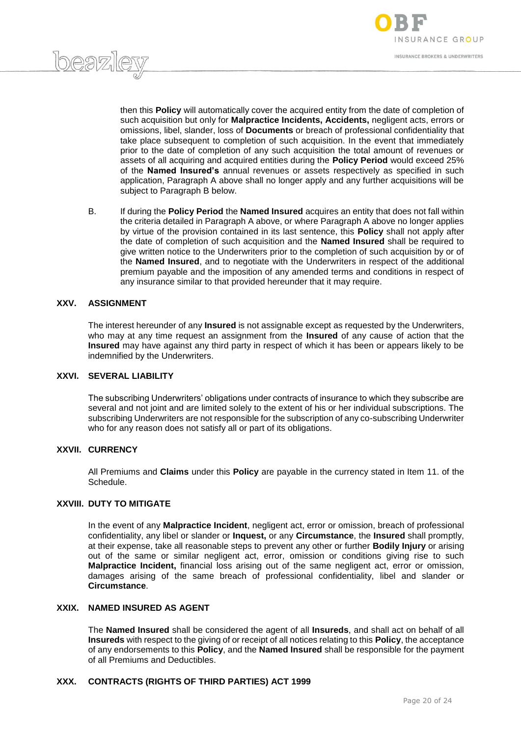then this **Policy** will automatically cover the acquired entity from the date of completion of such acquisition but only for **Malpractice Incidents, Accidents,** negligent acts, errors or omissions, libel, slander, loss of **Documents** or breach of professional confidentiality that take place subsequent to completion of such acquisition. In the event that immediately prior to the date of completion of any such acquisition the total amount of revenues or assets of all acquiring and acquired entities during the **Policy Period** would exceed 25% of the **Named Insured's** annual revenues or assets respectively as specified in such application, Paragraph A above shall no longer apply and any further acquisitions will be subject to Paragraph B below.

B. If during the **Policy Period** the **Named Insured** acquires an entity that does not fall within the criteria detailed in Paragraph A above, or where Paragraph A above no longer applies by virtue of the provision contained in its last sentence, this **Policy** shall not apply after the date of completion of such acquisition and the **Named Insured** shall be required to give written notice to the Underwriters prior to the completion of such acquisition by or of the **Named Insured**, and to negotiate with the Underwriters in respect of the additional premium payable and the imposition of any amended terms and conditions in respect of any insurance similar to that provided hereunder that it may require.

## XXV. ASSIGNMENT

The interest hereunder of any **Insured** is not assignable except as requested by the Underwriters, who may at any time request an assignment from the **Insured** of any cause of action that the **Insured** may have against any third party in respect of which it has been or appears likely to be indemnified by the Underwriters.

## XXVI. SEVERAL LIABILITY

The subscribing Underwriters' obligations under contracts of insurance to which they subscribe are several and not joint and are limited solely to the extent of his or her individual subscriptions. The subscribing Underwriters are not responsible for the subscription of any co-subscribing Underwriter who for any reason does not satisfy all or part of its obligations.

## XXVII. CURRENCY

All Premiums and **Claims** under this **Policy** are payable in the currency stated in Item 11. of the Schedule.

## XXVIII. DUTY TO MITIGATE

In the event of any **Malpractice Incident**, negligent act, error or omission, breach of professional confidentiality, any libel or slander or **Inquest,** or any **Circumstance**, the **Insured** shall promptly, at their expense, take all reasonable steps to prevent any other or further **Bodily Injury** or arising out of the same or similar negligent act, error, omission or conditions giving rise to such **Malpractice Incident,** financial loss arising out of the same negligent act, error or omission, damages arising of the same breach of professional confidentiality, libel and slander or **Circumstance**.

## XXIX. NAMED INSURED AS AGENT

The **Named Insured** shall be considered the agent of all **Insureds**, and shall act on behalf of all **Insureds** with respect to the giving of or receipt of all notices relating to this **Policy**, the acceptance of any endorsements to this **Policy**, and the **Named Insured** shall be responsible for the payment of all Premiums and Deductibles.

## XXX. CONTRACTS (RIGHTS OF THIRD PARTIES) ACT 1999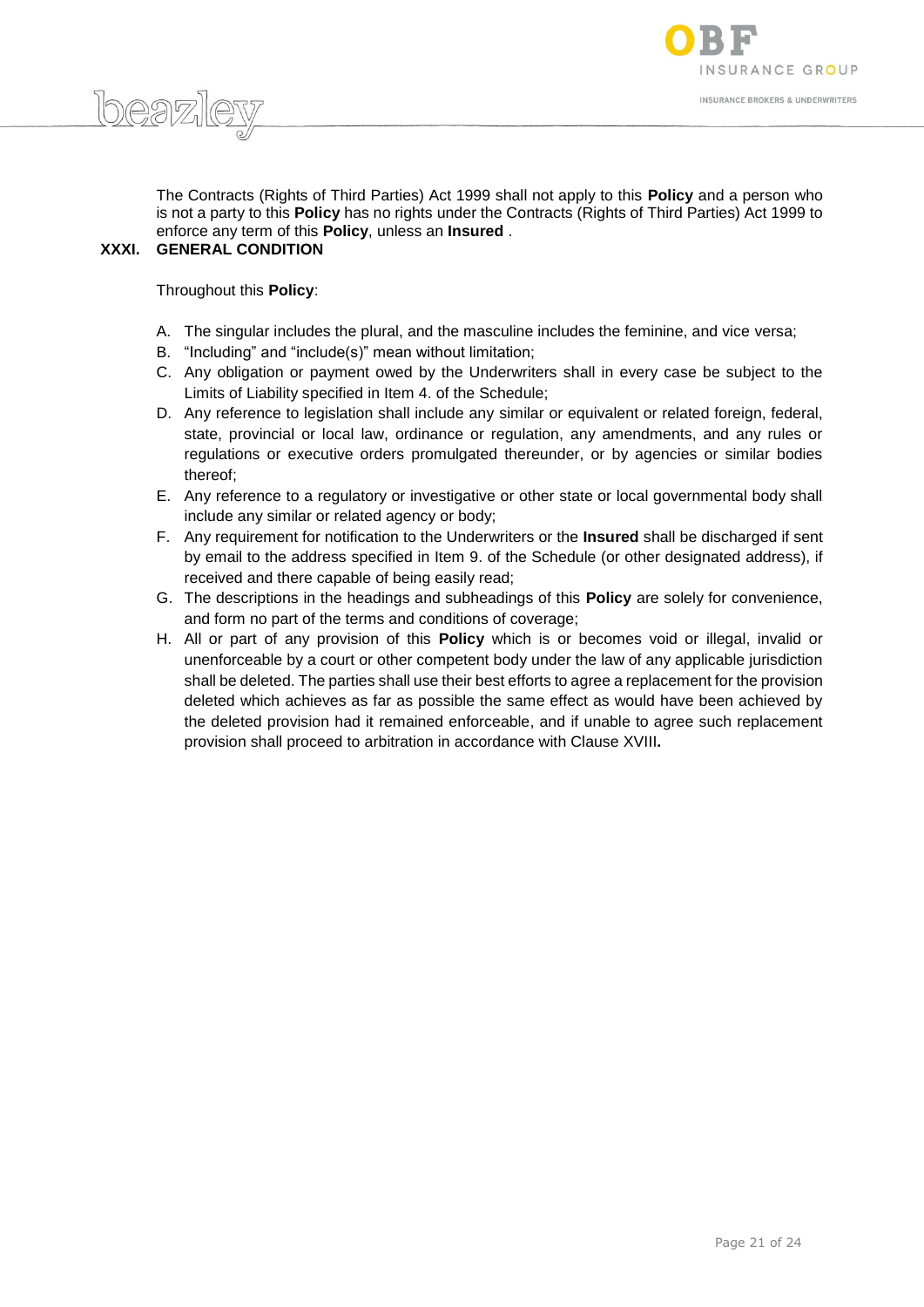The Contracts (Rights of Third Parties) Act 1999 shall not apply to this **Policy** and a person who is not a party to this **Policy** has no rights under the Contracts (Rights of Third Parties) Act 1999 to enforce any term of this **Policy**, unless an **Insured** .

## XXXI. GENERAL CONDITION

Throughout this **Policy**:

A. The singular includes the plural, and the masculine includes the feminine, and vice versa;
B. "Including" and "include(s)" mean without limitation;
C. Any obligation or payment owed by the Underwriters shall in every case be subject to the Limits of Liability specified in Item 4. of the Schedule;
D. Any reference to legislation shall include any similar or equivalent or related foreign, federal, state, provincial or local law, ordinance or regulation, any amendments, and any rules or regulations or executive orders promulgated thereunder, or by agencies or similar bodies thereof;
E. Any reference to a regulatory or investigative or other state or local governmental body shall include any similar or related agency or body;
F. Any requirement for notification to the Underwriters or the **Insured** shall be discharged if sent by email to the address specified in Item 9. of the Schedule (or other designated address), if received and there capable of being easily read;
G. The descriptions in the headings and subheadings of this **Policy** are solely for convenience, and form no part of the terms and conditions of coverage;
H. All or part of any provision of this **Policy** which is or becomes void or illegal, invalid or unenforceable by a court or other competent body under the law of any applicable jurisdiction shall be deleted. The parties shall use their best efforts to agree a replacement for the provision deleted which achieves as far as possible the same effect as would have been achieved by the deleted provision had it remained enforceable, and if unable to agree such replacement provision shall proceed to arbitration in accordance with Clause XVIII**.**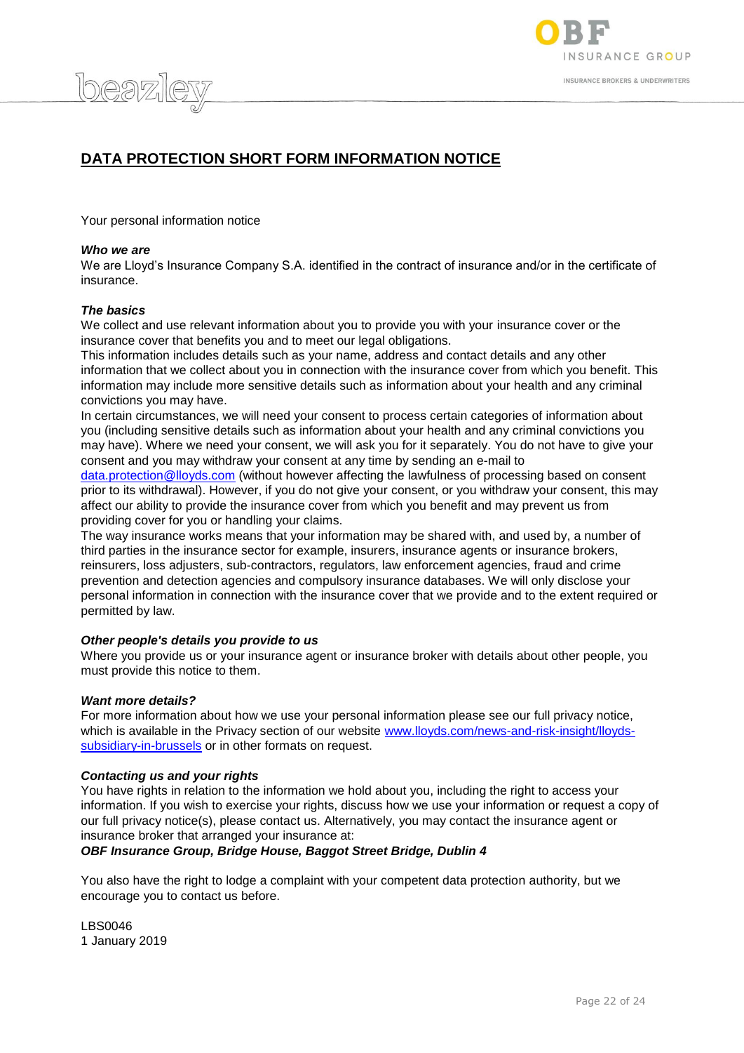# DATA PROTECTION SHORT FORM INFORMATION NOTICE

Your personal information notice

***Who we are***

We are Lloyd's Insurance Company S.A. identified in the contract of insurance and/or in the certificate of insurance.

***The basics***

We collect and use relevant information about you to provide you with your insurance cover or the insurance cover that benefits you and to meet our legal obligations.

This information includes details such as your name, address and contact details and any other information that we collect about you in connection with the insurance cover from which you benefit. This information may include more sensitive details such as information about your health and any criminal convictions you may have.

In certain circumstances, we will need your consent to process certain categories of information about you (including sensitive details such as information about your health and any criminal convictions you may have). Where we need your consent, we will ask you for it separately. You do not have to give your consent and you may withdraw your consent at any time by sending an e-mail to data.protection@lloyds.com (without however affecting the lawfulness of processing based on consent prior to its withdrawal). However, if you do not give your consent, or you withdraw your consent, this may affect our ability to provide the insurance cover from which you benefit and may prevent us from providing cover for you or handling your claims.

The way insurance works means that your information may be shared with, and used by, a number of third parties in the insurance sector for example, insurers, insurance agents or insurance brokers, reinsurers, loss adjusters, sub-contractors, regulators, law enforcement agencies, fraud and crime prevention and detection agencies and compulsory insurance databases. We will only disclose your personal information in connection with the insurance cover that we provide and to the extent required or permitted by law.

***Other people's details you provide to us***

Where you provide us or your insurance agent or insurance broker with details about other people, you must provide this notice to them.

***Want more details?***

For more information about how we use your personal information please see our full privacy notice, which is available in the Privacy section of our website www.lloyds.com/news-and-risk-insight/lloyds-subsidiary-in-brussels or in other formats on request.

***Contacting us and your rights***

You have rights in relation to the information we hold about you, including the right to access your information. If you wish to exercise your rights, discuss how we use your information or request a copy of our full privacy notice(s), please contact us. Alternatively, you may contact the insurance agent or insurance broker that arranged your insurance at:

***OBF Insurance Group, Bridge House, Baggot Street Bridge, Dublin 4***

You also have the right to lodge a complaint with your competent data protection authority, but we encourage you to contact us before.

LBS0046
1 January 2019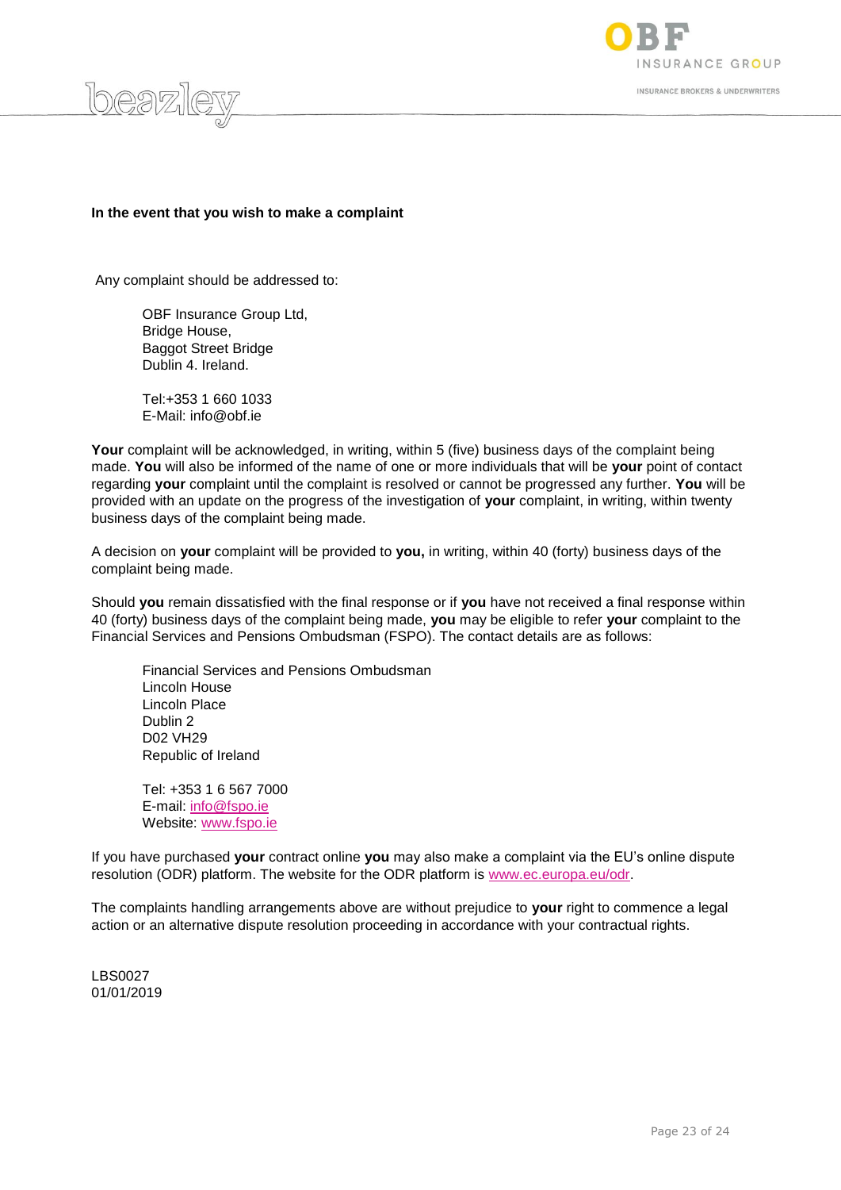**In the event that you wish to make a complaint**

Any complaint should be addressed to:

OBF Insurance Group Ltd,
Bridge House,
Baggot Street Bridge
Dublin 4. Ireland.

Tel:+353 1 660 1033
E-Mail: info@obf.ie

**Your** complaint will be acknowledged, in writing, within 5 (five) business days of the complaint being made. **You** will also be informed of the name of one or more individuals that will be **your** point of contact regarding **your** complaint until the complaint is resolved or cannot be progressed any further. **You** will be provided with an update on the progress of the investigation of **your** complaint, in writing, within twenty business days of the complaint being made.

A decision on **your** complaint will be provided to **you,** in writing, within 40 (forty) business days of the complaint being made.

Should **you** remain dissatisfied with the final response or if **you** have not received a final response within 40 (forty) business days of the complaint being made, **you** may be eligible to refer **your** complaint to the Financial Services and Pensions Ombudsman (FSPO). The contact details are as follows:

Financial Services and Pensions Ombudsman
Lincoln House
Lincoln Place
Dublin 2
D02 VH29
Republic of Ireland

Tel: +353 1 6 567 7000
E-mail: info@fspo.ie
Website: www.fspo.ie

If you have purchased **your** contract online **you** may also make a complaint via the EU's online dispute resolution (ODR) platform. The website for the ODR platform is www.ec.europa.eu/odr.

The complaints handling arrangements above are without prejudice to **your** right to commence a legal action or an alternative dispute resolution proceeding in accordance with your contractual rights.

LBS0027
01/01/2019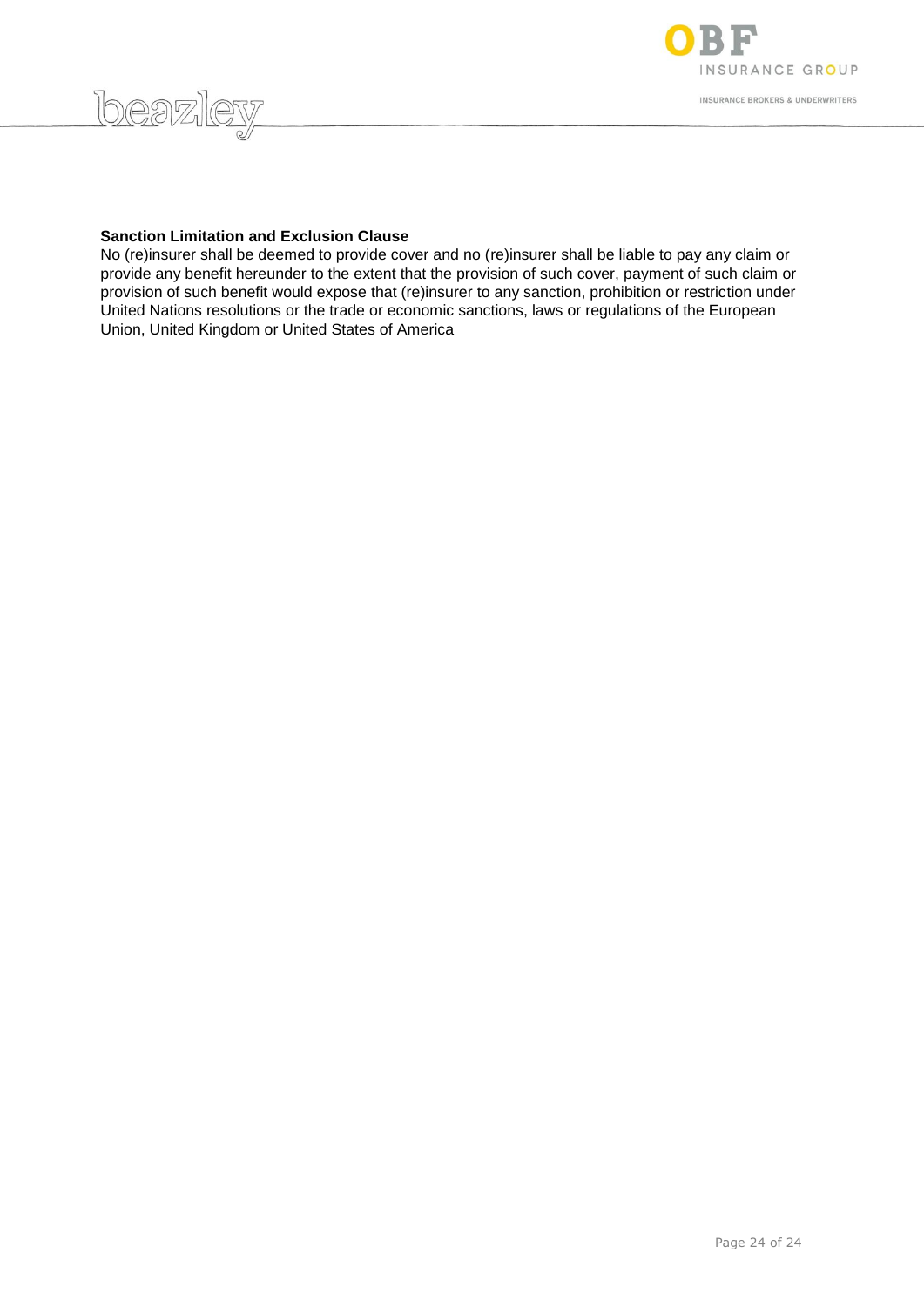**Sanction Limitation and Exclusion Clause**

No (re)insurer shall be deemed to provide cover and no (re)insurer shall be liable to pay any claim or provide any benefit hereunder to the extent that the provision of such cover, payment of such claim or provision of such benefit would expose that (re)insurer to any sanction, prohibition or restriction under United Nations resolutions or the trade or economic sanctions, laws or regulations of the European Union, United Kingdom or United States of America